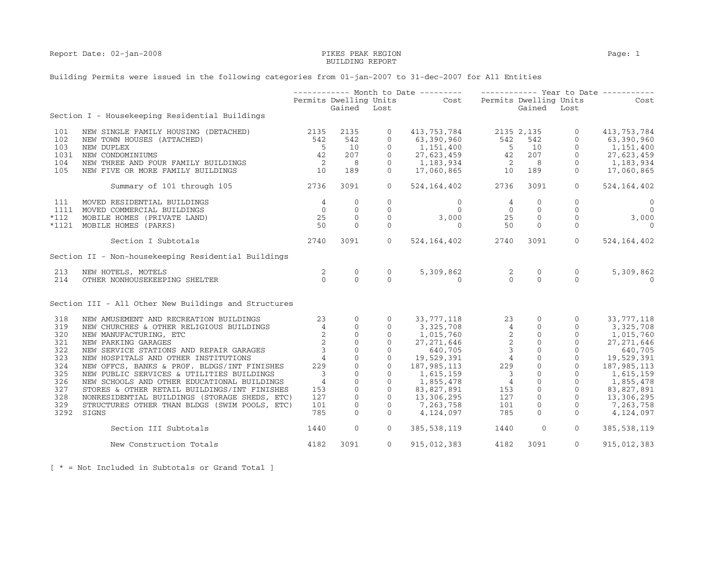Report Date: 02-jan-2008

# PIKES PEAK REGION
## BUILDING REPORT

Building Permits were issued in the following categories from 01-jan-2007 to 31-dec-2007 for All Entities

| | | Month to Date | | | | Year to Date | | | |
|---|---|---|---|---|---|---|---|---|---|
| | | Permits | Dwelling Units Gained | Dwelling Units Lost | Cost | Permits | Dwelling Units Gained | Dwelling Units Lost | Cost |
| **Section I - Housekeeping Residential Buildings** | | | | | | | | | |
| 101 | NEW SINGLE FAMILY HOUSING (DETACHED) | 2135 | 2135 | 0 | 413,753,784 | 2135 | 2,135 | 0 | 413,753,784 |
| 102 | NEW TOWN HOUSES (ATTACHED) | 542 | 542 | 0 | 63,390,960 | 542 | 542 | 0 | 63,390,960 |
| 103 | NEW DUPLEX | 5 | 10 | 0 | 1,151,400 | 5 | 10 | 0 | 1,151,400 |
| 1031 | NEW CONDOMINIUMS | 42 | 207 | 0 | 27,623,459 | 42 | 207 | 0 | 27,623,459 |
| 104 | NEW THREE AND FOUR FAMILY BUILDINGS | 2 | 8 | 0 | 1,183,934 | 2 | 8 | 0 | 1,183,934 |
| 105 | NEW FIVE OR MORE FAMILY BUILDINGS | 10 | 189 | 0 | 17,060,865 | 10 | 189 | 0 | 17,060,865 |
| | Summary of 101 through 105 | 2736 | 3091 | 0 | 524,164,402 | 2736 | 3091 | 0 | 524,164,402 |
| 111 | MOVED RESIDENTIAL BUILDINGS | 4 | 0 | 0 | 0 | 4 | 0 | 0 | 0 |
| 1111 | MOVED COMMERCIAL BUILDINGS | 0 | 0 | 0 | 0 | 0 | 0 | 0 | 0 |
| *112 | MOBILE HOMES (PRIVATE LAND) | 25 | 0 | 0 | 3,000 | 25 | 0 | 0 | 3,000 |
| *1121 | MOBILE HOMES (PARKS) | 50 | 0 | 0 | 0 | 50 | 0 | 0 | 0 |
| | Section I Subtotals | 2740 | 3091 | 0 | 524,164,402 | 2740 | 3091 | 0 | 524,164,402 |
| **Section II - Non-housekeeping Residential Buildings** | | | | | | | | | |
| 213 | NEW HOTELS, MOTELS | 2 | 0 | 0 | 5,309,862 | 2 | 0 | 0 | 5,309,862 |
| 214 | OTHER NONHOUSEKEEPING SHELTER | 0 | 0 | 0 | 0 | 0 | 0 | 0 | 0 |
| **Section III - All Other New Buildings and Structures** | | | | | | | | | |
| 318 | NEW AMUSEMENT AND RECREATION BUILDINGS | 23 | 0 | 0 | 33,777,118 | 23 | 0 | 0 | 33,777,118 |
| 319 | NEW CHURCHES & OTHER RELIGIOUS BUILDINGS | 4 | 0 | 0 | 3,325,708 | 4 | 0 | 0 | 3,325,708 |
| 320 | NEW MANUFACTURING, ETC | 2 | 0 | 0 | 1,015,760 | 2 | 0 | 0 | 1,015,760 |
| 321 | NEW PARKING GARAGES | 2 | 0 | 0 | 27,271,646 | 2 | 0 | 0 | 27,271,646 |
| 322 | NEW SERVICE STATIONS AND REPAIR GARAGES | 3 | 0 | 0 | 640,705 | 3 | 0 | 0 | 640,705 |
| 323 | NEW HOSPITALS AND OTHER INSTITUTIONS | 4 | 0 | 0 | 19,529,391 | 4 | 0 | 0 | 19,529,391 |
| 324 | NEW OFFCS, BANKS & PROF. BLDGS/INT FINISHES | 229 | 0 | 0 | 187,985,113 | 229 | 0 | 0 | 187,985,113 |
| 325 | NEW PUBLIC SERVICES & UTILITIES BUILDINGS | 3 | 0 | 0 | 1,615,159 | 3 | 0 | 0 | 1,615,159 |
| 326 | NEW SCHOOLS AND OTHER EDUCATIONAL BUILDINGS | 4 | 0 | 0 | 1,855,478 | 4 | 0 | 0 | 1,855,478 |
| 327 | STORES & OTHER RETAIL BUILDINGS/INT FINISHES | 153 | 0 | 0 | 83,827,891 | 153 | 0 | 0 | 83,827,891 |
| 328 | NONRESIDENTIAL BUILDINGS (STORAGE SHEDS, ETC) | 127 | 0 | 0 | 13,306,295 | 127 | 0 | 0 | 13,306,295 |
| 329 | STRUCTURES OTHER THAN BLDGS (SWIM POOLS, ETC) | 101 | 0 | 0 | 7,263,758 | 101 | 0 | 0 | 7,263,758 |
| 3292 | SIGNS | 785 | 0 | 0 | 4,124,097 | 785 | 0 | 0 | 4,124,097 |
| | Section III Subtotals | 1440 | 0 | 0 | 385,538,119 | 1440 | 0 | 0 | 385,538,119 |
| | New Construction Totals | 4182 | 3091 | 0 | 915,012,383 | 4182 | 3091 | 0 | 915,012,383 |

[ * = Not Included in Subtotals or Grand Total ]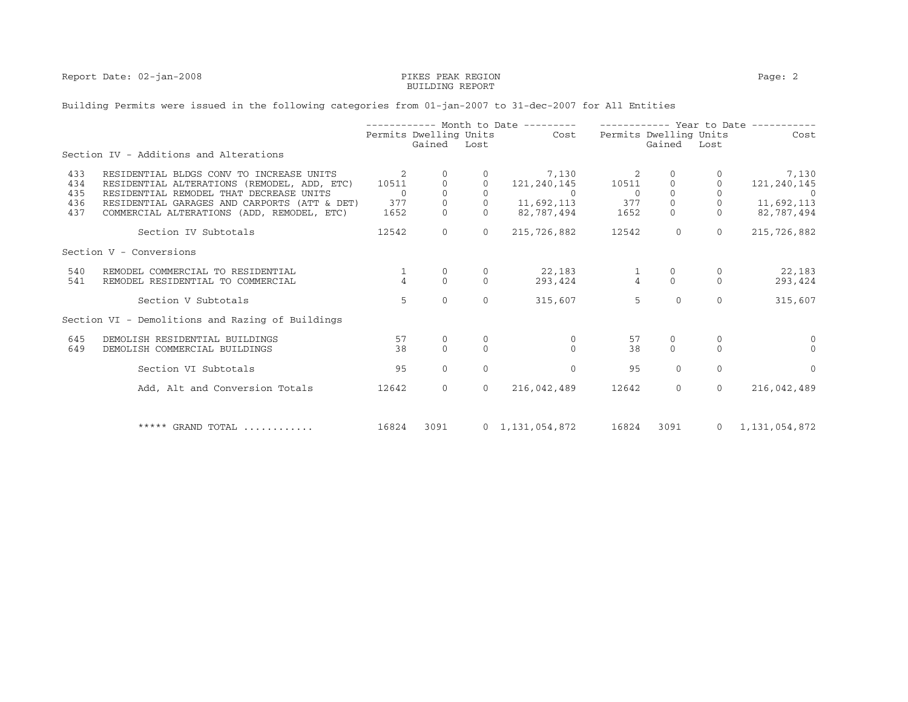Report Date: 02-jan-2008

PIKES PEAK REGION
BUILDING REPORT

Building Permits were issued in the following categories from 01-jan-2007 to 31-dec-2007 for All Entities

| | | Month to Date | | | | Year to Date | | | |
|---|---|---|---|---|---|---|---|---|---|
| | | Permits | Dwelling Units Gained | Dwelling Units Lost | Cost | Permits | Dwelling Units Gained | Dwelling Units Lost | Cost |
| **Section IV - Additions and Alterations** | | | | | | | | | |
| 433 | RESIDENTIAL BLDGS CONV TO INCREASE UNITS | 2 | 0 | 0 | 7,130 | 2 | 0 | 0 | 7,130 |
| 434 | RESIDENTIAL ALTERATIONS (REMODEL, ADD, ETC) | 10511 | 0 | 0 | 121,240,145 | 10511 | 0 | 0 | 121,240,145 |
| 435 | RESIDENTIAL REMODEL THAT DECREASE UNITS | 0 | 0 | 0 | 0 | 0 | 0 | 0 | 0 |
| 436 | RESIDENTIAL GARAGES AND CARPORTS (ATT & DET) | 377 | 0 | 0 | 11,692,113 | 377 | 0 | 0 | 11,692,113 |
| 437 | COMMERCIAL ALTERATIONS (ADD, REMODEL, ETC) | 1652 | 0 | 0 | 82,787,494 | 1652 | 0 | 0 | 82,787,494 |
| | Section IV Subtotals | 12542 | 0 | 0 | 215,726,882 | 12542 | 0 | 0 | 215,726,882 |
| **Section V - Conversions** | | | | | | | | | |
| 540 | REMODEL COMMERCIAL TO RESIDENTIAL | 1 | 0 | 0 | 22,183 | 1 | 0 | 0 | 22,183 |
| 541 | REMODEL RESIDENTIAL TO COMMERCIAL | 4 | 0 | 0 | 293,424 | 4 | 0 | 0 | 293,424 |
| | Section V Subtotals | 5 | 0 | 0 | 315,607 | 5 | 0 | 0 | 315,607 |
| **Section VI - Demolitions and Razing of Buildings** | | | | | | | | | |
| 645 | DEMOLISH RESIDENTIAL BUILDINGS | 57 | 0 | 0 | 0 | 57 | 0 | 0 | 0 |
| 649 | DEMOLISH COMMERCIAL BUILDINGS | 38 | 0 | 0 | 0 | 38 | 0 | 0 | 0 |
| | Section VI Subtotals | 95 | 0 | 0 | 0 | 95 | 0 | 0 | 0 |
| | Add, Alt and Conversion Totals | 12642 | 0 | 0 | 216,042,489 | 12642 | 0 | 0 | 216,042,489 |
| | ***** GRAND TOTAL ............ | 16824 | 3091 | 0 | 1,131,054,872 | 16824 | 3091 | 0 | 1,131,054,872 |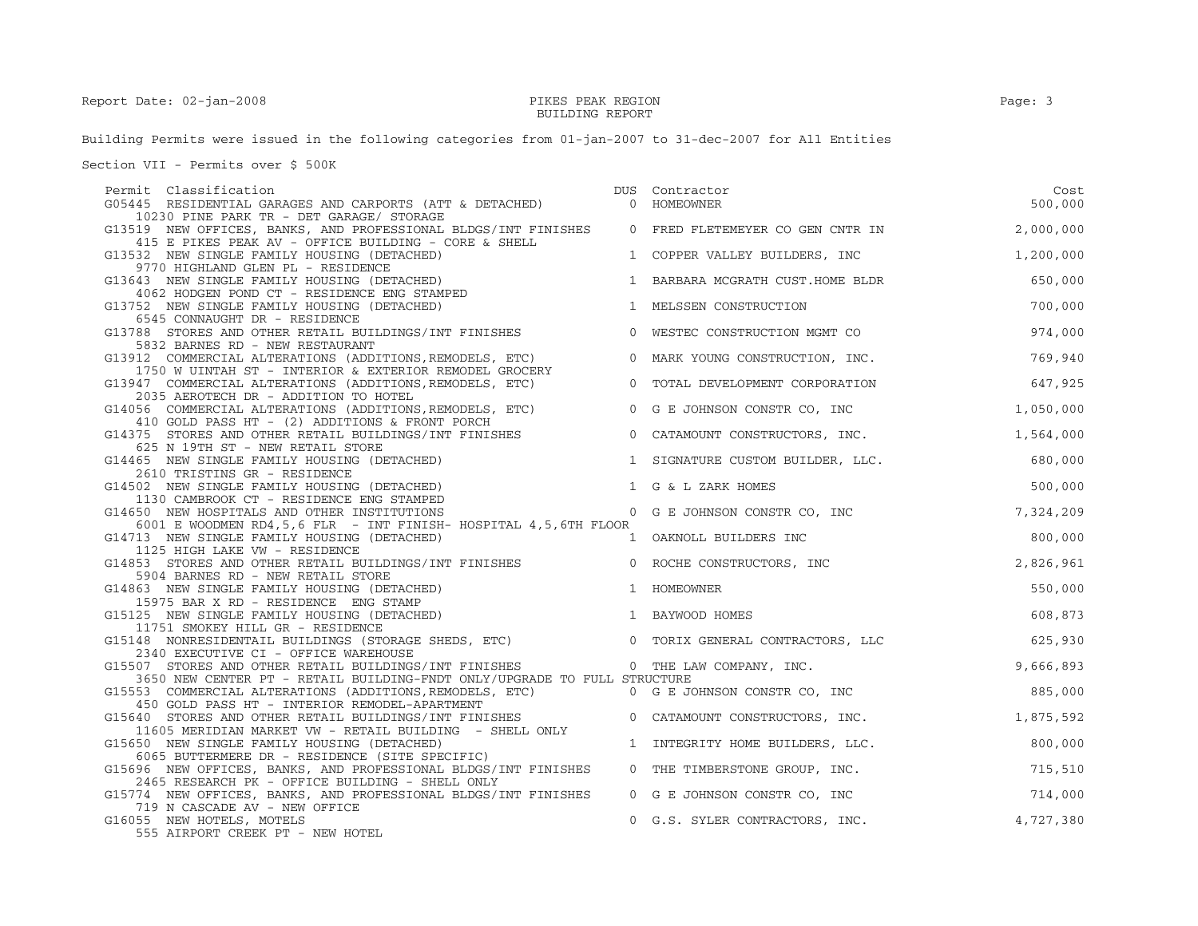Report Date: 02-jan-2008

PIKES PEAK REGION
BUILDING REPORT

Building Permits were issued in the following categories from 01-jan-2007 to 31-dec-2007 for All Entities

Section VII - Permits over $ 500K

| Permit | Classification | DUS | Contractor | Cost |
|---|---|---|---|---|
| G05445 | RESIDENTIAL GARAGES AND CARPORTS (ATT & DETACHED)<br>10230 PINE PARK TR - DET GARAGE/ STORAGE | 0 | HOMEOWNER | 500,000 |
| G13519 | NEW OFFICES, BANKS, AND PROFESSIONAL BLDGS/INT FINISHES<br>415 E PIKES PEAK AV - OFFICE BUILDING - CORE & SHELL | 0 | FRED FLETEMEYER CO GEN CNTR IN | 2,000,000 |
| G13532 | NEW SINGLE FAMILY HOUSING (DETACHED)<br>9770 HIGHLAND GLEN PL - RESIDENCE | 1 | COPPER VALLEY BUILDERS, INC | 1,200,000 |
| G13643 | NEW SINGLE FAMILY HOUSING (DETACHED)<br>4062 HODGEN POND CT - RESIDENCE ENG STAMPED | 1 | BARBARA MCGRATH CUST.HOME BLDR | 650,000 |
| G13752 | NEW SINGLE FAMILY HOUSING (DETACHED)<br>6545 CONNAUGHT DR - RESIDENCE | 1 | MELSSEN CONSTRUCTION | 700,000 |
| G13788 | STORES AND OTHER RETAIL BUILDINGS/INT FINISHES<br>5832 BARNES RD - NEW RESTAURANT | 0 | WESTEC CONSTRUCTION MGMT CO | 974,000 |
| G13912 | COMMERCIAL ALTERATIONS (ADDITIONS,REMODELS, ETC)<br>1750 W UINTAH ST - INTERIOR & EXTERIOR REMODEL GROCERY | 0 | MARK YOUNG CONSTRUCTION, INC. | 769,940 |
| G13947 | COMMERCIAL ALTERATIONS (ADDITIONS,REMODELS, ETC)<br>2035 AEROTECH DR - ADDITION TO HOTEL | 0 | TOTAL DEVELOPMENT CORPORATION | 647,925 |
| G14056 | COMMERCIAL ALTERATIONS (ADDITIONS,REMODELS, ETC)<br>410 GOLD PASS HT - (2) ADDITIONS & FRONT PORCH | 0 | G E JOHNSON CONSTR CO, INC | 1,050,000 |
| G14375 | STORES AND OTHER RETAIL BUILDINGS/INT FINISHES<br>625 N 19TH ST - NEW RETAIL STORE | 0 | CATAMOUNT CONSTRUCTORS, INC. | 1,564,000 |
| G14465 | NEW SINGLE FAMILY HOUSING (DETACHED)<br>2610 TRISTINS GR - RESIDENCE | 1 | SIGNATURE CUSTOM BUILDER, LLC. | 680,000 |
| G14502 | NEW SINGLE FAMILY HOUSING (DETACHED)<br>1130 CAMBROOK CT - RESIDENCE ENG STAMPED | 1 | G & L ZARK HOMES | 500,000 |
| G14650 | NEW HOSPITALS AND OTHER INSTITUTIONS<br>6001 E WOODMEN RD4,5,6 FLR - INT FINISH- HOSPITAL 4,5,6TH FLOOR | 0 | G E JOHNSON CONSTR CO, INC | 7,324,209 |
| G14713 | NEW SINGLE FAMILY HOUSING (DETACHED)<br>1125 HIGH LAKE VW - RESIDENCE | 1 | OAKNOLL BUILDERS INC | 800,000 |
| G14853 | STORES AND OTHER RETAIL BUILDINGS/INT FINISHES<br>5904 BARNES RD - NEW RETAIL STORE | 0 | ROCHE CONSTRUCTORS, INC | 2,826,961 |
| G14863 | NEW SINGLE FAMILY HOUSING (DETACHED)<br>15975 BAR X RD - RESIDENCE ENG STAMP | 1 | HOMEOWNER | 550,000 |
| G15125 | NEW SINGLE FAMILY HOUSING (DETACHED)<br>11751 SMOKEY HILL GR - RESIDENCE | 1 | BAYWOOD HOMES | 608,873 |
| G15148 | NONRESIDENTAIL BUILDINGS (STORAGE SHEDS, ETC)<br>2340 EXECUTIVE CI - OFFICE WAREHOUSE | 0 | TORIX GENERAL CONTRACTORS, LLC | 625,930 |
| G15507 | STORES AND OTHER RETAIL BUILDINGS/INT FINISHES<br>3650 NEW CENTER PT - RETAIL BUILDING-FNDT ONLY/UPGRADE TO FULL STRUCTURE | 0 | THE LAW COMPANY, INC. | 9,666,893 |
| G15553 | COMMERCIAL ALTERATIONS (ADDITIONS,REMODELS, ETC)<br>450 GOLD PASS HT - INTERIOR REMODEL-APARTMENT | 0 | G E JOHNSON CONSTR CO, INC | 885,000 |
| G15640 | STORES AND OTHER RETAIL BUILDINGS/INT FINISHES<br>11605 MERIDIAN MARKET VW - RETAIL BUILDING - SHELL ONLY | 0 | CATAMOUNT CONSTRUCTORS, INC. | 1,875,592 |
| G15650 | NEW SINGLE FAMILY HOUSING (DETACHED)<br>6065 BUTTERMERE DR - RESIDENCE (SITE SPECIFIC) | 1 | INTEGRITY HOME BUILDERS, LLC. | 800,000 |
| G15696 | NEW OFFICES, BANKS, AND PROFESSIONAL BLDGS/INT FINISHES<br>2465 RESEARCH PK - OFFICE BUILDING - SHELL ONLY | 0 | THE TIMBERSTONE GROUP, INC. | 715,510 |
| G15774 | NEW OFFICES, BANKS, AND PROFESSIONAL BLDGS/INT FINISHES<br>719 N CASCADE AV - NEW OFFICE | 0 | G E JOHNSON CONSTR CO, INC | 714,000 |
| G16055 | NEW HOTELS, MOTELS<br>555 AIRPORT CREEK PT - NEW HOTEL | 0 | G.S. SYLER CONTRACTORS, INC. | 4,727,380 |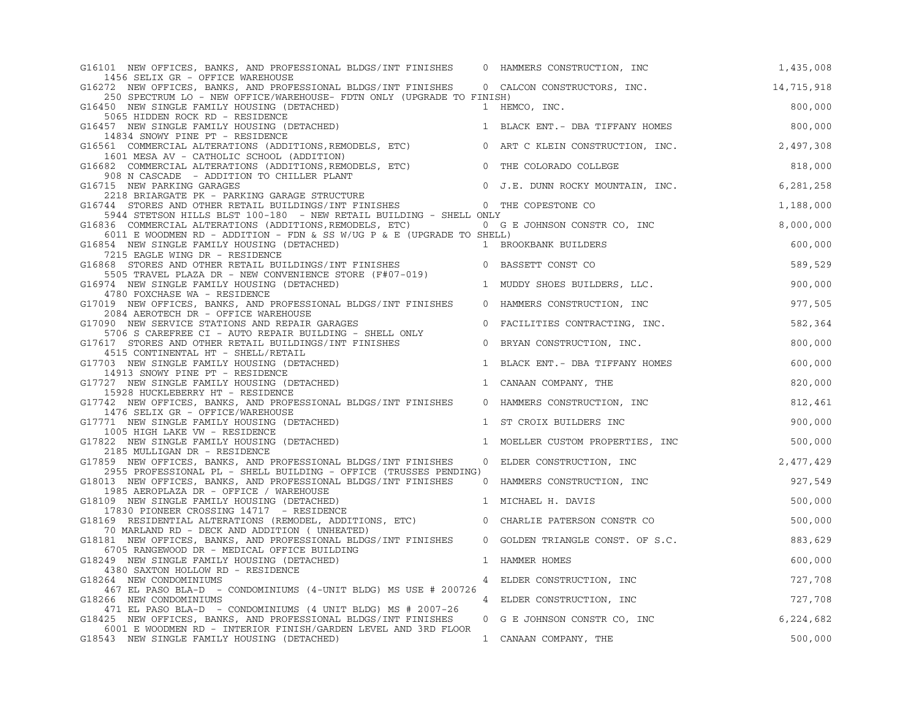```
G16101  NEW OFFICES, BANKS, AND PROFESSIONAL BLDGS/INT FINISHES     0  HAMMERS CONSTRUCTION, INC                    1,435,008
    1456 SELIX GR - OFFICE WAREHOUSE
G16272  NEW OFFICES, BANKS, AND PROFESSIONAL BLDGS/INT FINISHES     0  CALCON CONSTRUCTORS, INC.                   14,715,918
    250 SPECTRUM LO - NEW OFFICE/WAREHOUSE- FDTN ONLY (UPGRADE TO FINISH)
G16450  NEW SINGLE FAMILY HOUSING (DETACHED)                        1  HEMCO, INC.                                    800,000
    5065 HIDDEN ROCK RD - RESIDENCE
G16457  NEW SINGLE FAMILY HOUSING (DETACHED)                        1  BLACK ENT.- DBA TIFFANY HOMES                  800,000
    14834 SNOWY PINE PT - RESIDENCE
G16561  COMMERCIAL ALTERATIONS (ADDITIONS,REMODELS, ETC)            0  ART C KLEIN CONSTRUCTION, INC.               2,497,308
    1601 MESA AV - CATHOLIC SCHOOL (ADDITION)
G16682  COMMERCIAL ALTERATIONS (ADDITIONS,REMODELS, ETC)            0  THE COLORADO COLLEGE                           818,000
    908 N CASCADE  - ADDITION TO CHILLER PLANT
G16715  NEW PARKING GARAGES                                         0  J.E. DUNN ROCKY MOUNTAIN, INC.               6,281,258
    2218 BRIARGATE PK - PARKING GARAGE STRUCTURE
G16744  STORES AND OTHER RETAIL BUILDINGS/INT FINISHES              0  THE COPESTONE CO                             1,188,000
    5944 STETSON HILLS BLST 100-180  - NEW RETAIL BUILDING - SHELL ONLY
G16836  COMMERCIAL ALTERATIONS (ADDITIONS,REMODELS, ETC)            0  G E JOHNSON CONSTR CO, INC                   8,000,000
    6011 E WOODMEN RD - ADDITION - FDN & SS W/UG P & E (UPGRADE TO SHELL)
G16854  NEW SINGLE FAMILY HOUSING (DETACHED)                        1  BROOKBANK BUILDERS                             600,000
    7215 EAGLE WING DR - RESIDENCE
G16868  STORES AND OTHER RETAIL BUILDINGS/INT FINISHES              0  BASSETT CONST CO                               589,529
    5505 TRAVEL PLAZA DR - NEW CONVENIENCE STORE (F#07-019)
G16974  NEW SINGLE FAMILY HOUSING (DETACHED)                        1  MUDDY SHOES BUILDERS, LLC.                     900,000
    4780 FOXCHASE WA - RESIDENCE
G17019  NEW OFFICES, BANKS, AND PROFESSIONAL BLDGS/INT FINISHES     0  HAMMERS CONSTRUCTION, INC                      977,505
    2084 AEROTECH DR - OFFICE WAREHOUSE
G17090  NEW SERVICE STATIONS AND REPAIR GARAGES                     0  FACILITIES CONTRACTING, INC.                   582,364
    5706 S CAREFREE CI - AUTO REPAIR BUILDING - SHELL ONLY
G17617  STORES AND OTHER RETAIL BUILDINGS/INT FINISHES              0  BRYAN CONSTRUCTION, INC.                       800,000
    4515 CONTINENTAL HT - SHELL/RETAIL
G17703  NEW SINGLE FAMILY HOUSING (DETACHED)                        1  BLACK ENT.- DBA TIFFANY HOMES                  600,000
    14913 SNOWY PINE PT - RESIDENCE
G17727  NEW SINGLE FAMILY HOUSING (DETACHED)                        1  CANAAN COMPANY, THE                            820,000
    15928 HUCKLEBERRY HT - RESIDENCE
G17742  NEW OFFICES, BANKS, AND PROFESSIONAL BLDGS/INT FINISHES     0  HAMMERS CONSTRUCTION, INC                      812,461
    1476 SELIX GR - OFFICE/WAREHOUSE
G17771  NEW SINGLE FAMILY HOUSING (DETACHED)                        1  ST CROIX BUILDERS INC                          900,000
    1005 HIGH LAKE VW - RESIDENCE
G17822  NEW SINGLE FAMILY HOUSING (DETACHED)                        1  MOELLER CUSTOM PROPERTIES, INC                 500,000
    2185 MULLIGAN DR - RESIDENCE
G17859  NEW OFFICES, BANKS, AND PROFESSIONAL BLDGS/INT FINISHES     0  ELDER CONSTRUCTION, INC                      2,477,429
    2955 PROFESSIONAL PL - SHELL BUILDING - OFFICE (TRUSSES PENDING)
G18013  NEW OFFICES, BANKS, AND PROFESSIONAL BLDGS/INT FINISHES     0  HAMMERS CONSTRUCTION, INC                      927,549
    1985 AEROPLAZA DR - OFFICE / WAREHOUSE
G18109  NEW SINGLE FAMILY HOUSING (DETACHED)                        1  MICHAEL H. DAVIS                               500,000
    17830 PIONEER CROSSING 14717  - RESIDENCE
G18169  RESIDENTIAL ALTERATIONS (REMODEL, ADDITIONS, ETC)           0  CHARLIE PATERSON CONSTR CO                     500,000
    70 MARLAND RD - DECK AND ADDITION ( UNHEATED)
G18181  NEW OFFICES, BANKS, AND PROFESSIONAL BLDGS/INT FINISHES     0  GOLDEN TRIANGLE CONST. OF S.C.                 883,629
    6705 RANGEWOOD DR - MEDICAL OFFICE BUILDING
G18249  NEW SINGLE FAMILY HOUSING (DETACHED)                        1  HAMMER HOMES                                   600,000
    4380 SAXTON HOLLOW RD - RESIDENCE
G18264  NEW CONDOMINIUMS                                            4  ELDER CONSTRUCTION, INC                        727,708
    467 EL PASO BLA-D  - CONDOMINIUMS (4-UNIT BLDG) MS USE # 200726
G18266  NEW CONDOMINIUMS                                            4  ELDER CONSTRUCTION, INC                        727,708
    471 EL PASO BLA-D  - CONDOMINIUMS (4 UNIT BLDG) MS # 2007-26
G18425  NEW OFFICES, BANKS, AND PROFESSIONAL BLDGS/INT FINISHES     0  G E JOHNSON CONSTR CO, INC                   6,224,682
    6001 E WOODMEN RD - INTERIOR FINISH/GARDEN LEVEL AND 3RD FLOOR
G18543  NEW SINGLE FAMILY HOUSING (DETACHED)                        1  CANAAN COMPANY, THE                            500,000
```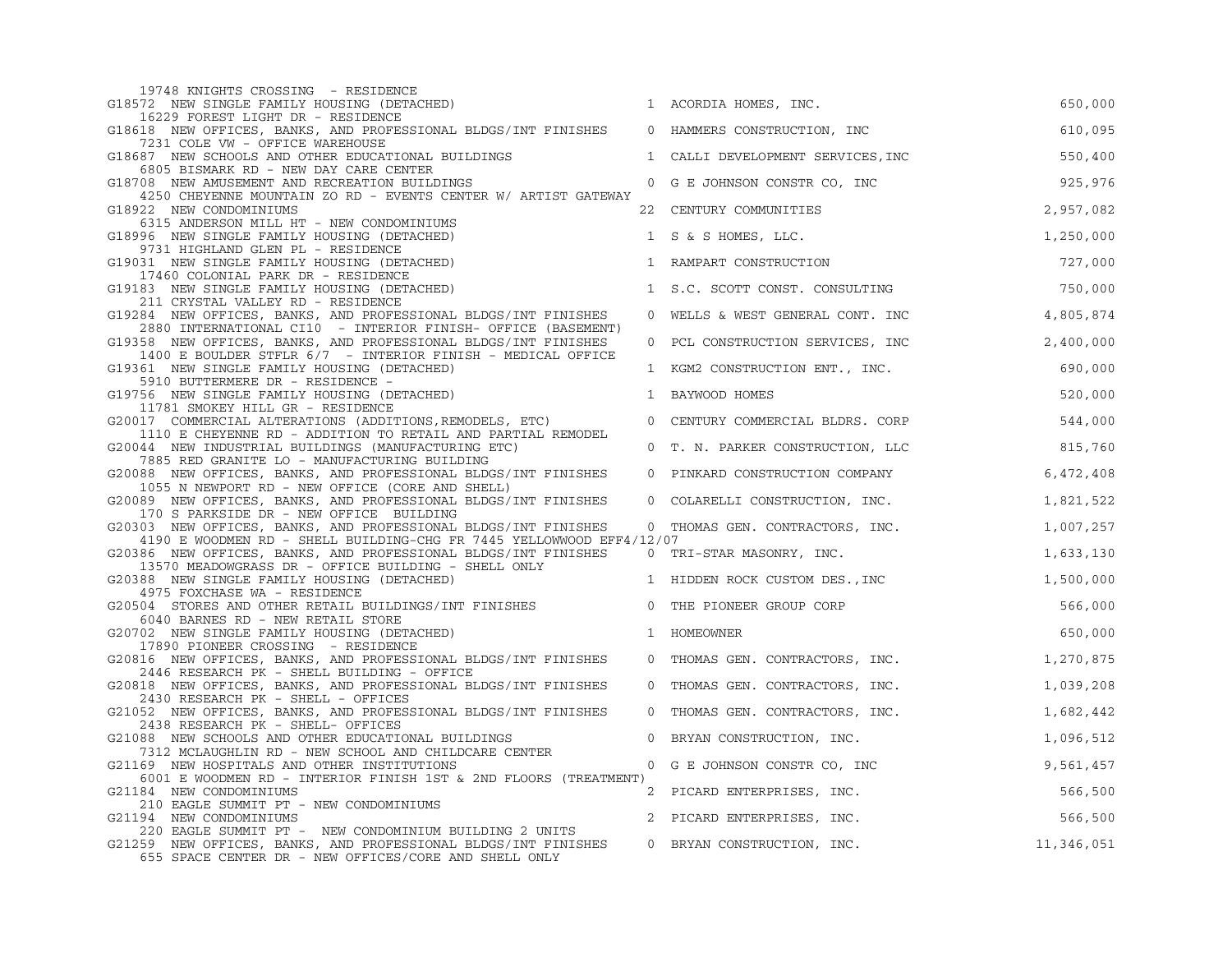19748 KNIGHTS CROSSING - RESIDENCE

| Permit | Type | Units | Contractor | Valuation |
|---|---|---|---|---|
| G18572 | NEW SINGLE FAMILY HOUSING (DETACHED)<br>16229 FOREST LIGHT DR - RESIDENCE | 1 | ACORDIA HOMES, INC. | 650,000 |
| G18618 | NEW OFFICES, BANKS, AND PROFESSIONAL BLDGS/INT FINISHES<br>7231 COLE VW - OFFICE WAREHOUSE | 0 | HAMMERS CONSTRUCTION, INC | 610,095 |
| G18687 | NEW SCHOOLS AND OTHER EDUCATIONAL BUILDINGS<br>6805 BISMARK RD - NEW DAY CARE CENTER | 1 | CALLI DEVELOPMENT SERVICES,INC | 550,400 |
| G18708 | NEW AMUSEMENT AND RECREATION BUILDINGS<br>4250 CHEYENNE MOUNTAIN ZO RD - EVENTS CENTER W/ ARTIST GATEWAY | 0 | G E JOHNSON CONSTR CO, INC | 925,976 |
| G18922 | NEW CONDOMINIUMS<br>6315 ANDERSON MILL HT - NEW CONDOMINIUMS | 22 | CENTURY COMMUNITIES | 2,957,082 |
| G18996 | NEW SINGLE FAMILY HOUSING (DETACHED)<br>9731 HIGHLAND GLEN PL - RESIDENCE | 1 | S & S HOMES, LLC. | 1,250,000 |
| G19031 | NEW SINGLE FAMILY HOUSING (DETACHED)<br>17460 COLONIAL PARK DR - RESIDENCE | 1 | RAMPART CONSTRUCTION | 727,000 |
| G19183 | NEW SINGLE FAMILY HOUSING (DETACHED)<br>211 CRYSTAL VALLEY RD - RESIDENCE | 1 | S.C. SCOTT CONST. CONSULTING | 750,000 |
| G19284 | NEW OFFICES, BANKS, AND PROFESSIONAL BLDGS/INT FINISHES<br>2880 INTERNATIONAL CI10 - INTERIOR FINISH- OFFICE (BASEMENT) | 0 | WELLS & WEST GENERAL CONT. INC | 4,805,874 |
| G19358 | NEW OFFICES, BANKS, AND PROFESSIONAL BLDGS/INT FINISHES<br>1400 E BOULDER STFLR 6/7 - INTERIOR FINISH - MEDICAL OFFICE | 0 | PCL CONSTRUCTION SERVICES, INC | 2,400,000 |
| G19361 | NEW SINGLE FAMILY HOUSING (DETACHED)<br>5910 BUTTERMERE DR - RESIDENCE - | 1 | KGM2 CONSTRUCTION ENT., INC. | 690,000 |
| G19756 | NEW SINGLE FAMILY HOUSING (DETACHED)<br>11781 SMOKEY HILL GR - RESIDENCE | 1 | BAYWOOD HOMES | 520,000 |
| G20017 | COMMERCIAL ALTERATIONS (ADDITIONS,REMODELS, ETC)<br>1110 E CHEYENNE RD - ADDITION TO RETAIL AND PARTIAL REMODEL | 0 | CENTURY COMMERCIAL BLDRS. CORP | 544,000 |
| G20044 | NEW INDUSTRIAL BUILDINGS (MANUFACTURING ETC)<br>7885 RED GRANITE LO - MANUFACTURING BUILDING | 0 | T. N. PARKER CONSTRUCTION, LLC | 815,760 |
| G20088 | NEW OFFICES, BANKS, AND PROFESSIONAL BLDGS/INT FINISHES<br>1055 N NEWPORT RD - NEW OFFICE (CORE AND SHELL) | 0 | PINKARD CONSTRUCTION COMPANY | 6,472,408 |
| G20089 | NEW OFFICES, BANKS, AND PROFESSIONAL BLDGS/INT FINISHES<br>170 S PARKSIDE DR - NEW OFFICE BUILDING | 0 | COLARELLI CONSTRUCTION, INC. | 1,821,522 |
| G20303 | NEW OFFICES, BANKS, AND PROFESSIONAL BLDGS/INT FINISHES<br>4190 E WOODMEN RD - SHELL BUILDING-CHG FR 7445 YELLOWWOOD EFF4/12/07 | 0 | THOMAS GEN. CONTRACTORS, INC. | 1,007,257 |
| G20386 | NEW OFFICES, BANKS, AND PROFESSIONAL BLDGS/INT FINISHES<br>13570 MEADOWGRASS DR - OFFICE BUILDING - SHELL ONLY | 0 | TRI-STAR MASONRY, INC. | 1,633,130 |
| G20388 | NEW SINGLE FAMILY HOUSING (DETACHED)<br>4975 FOXCHASE WA - RESIDENCE | 1 | HIDDEN ROCK CUSTOM DES.,INC | 1,500,000 |
| G20504 | STORES AND OTHER RETAIL BUILDINGS/INT FINISHES<br>6040 BARNES RD - NEW RETAIL STORE | 0 | THE PIONEER GROUP CORP | 566,000 |
| G20702 | NEW SINGLE FAMILY HOUSING (DETACHED)<br>17890 PIONEER CROSSING - RESIDENCE | 1 | HOMEOWNER | 650,000 |
| G20816 | NEW OFFICES, BANKS, AND PROFESSIONAL BLDGS/INT FINISHES<br>2446 RESEARCH PK - SHELL BUILDING - OFFICE | 0 | THOMAS GEN. CONTRACTORS, INC. | 1,270,875 |
| G20818 | NEW OFFICES, BANKS, AND PROFESSIONAL BLDGS/INT FINISHES<br>2430 RESEARCH PK - SHELL - OFFICES | 0 | THOMAS GEN. CONTRACTORS, INC. | 1,039,208 |
| G21052 | NEW OFFICES, BANKS, AND PROFESSIONAL BLDGS/INT FINISHES<br>2438 RESEARCH PK - SHELL- OFFICES | 0 | THOMAS GEN. CONTRACTORS, INC. | 1,682,442 |
| G21088 | NEW SCHOOLS AND OTHER EDUCATIONAL BUILDINGS<br>7312 MCLAUGHLIN RD - NEW SCHOOL AND CHILDCARE CENTER | 0 | BRYAN CONSTRUCTION, INC. | 1,096,512 |
| G21169 | NEW HOSPITALS AND OTHER INSTITUTIONS<br>6001 E WOODMEN RD - INTERIOR FINISH 1ST & 2ND FLOORS (TREATMENT) | 0 | G E JOHNSON CONSTR CO, INC | 9,561,457 |
| G21184 | NEW CONDOMINIUMS<br>210 EAGLE SUMMIT PT - NEW CONDOMINIUMS | 2 | PICARD ENTERPRISES, INC. | 566,500 |
| G21194 | NEW CONDOMINIUMS<br>220 EAGLE SUMMIT PT - NEW CONDOMINIUM BUILDING 2 UNITS | 2 | PICARD ENTERPRISES, INC. | 566,500 |
| G21259 | NEW OFFICES, BANKS, AND PROFESSIONAL BLDGS/INT FINISHES<br>655 SPACE CENTER DR - NEW OFFICES/CORE AND SHELL ONLY | 0 | BRYAN CONSTRUCTION, INC. | 11,346,051 |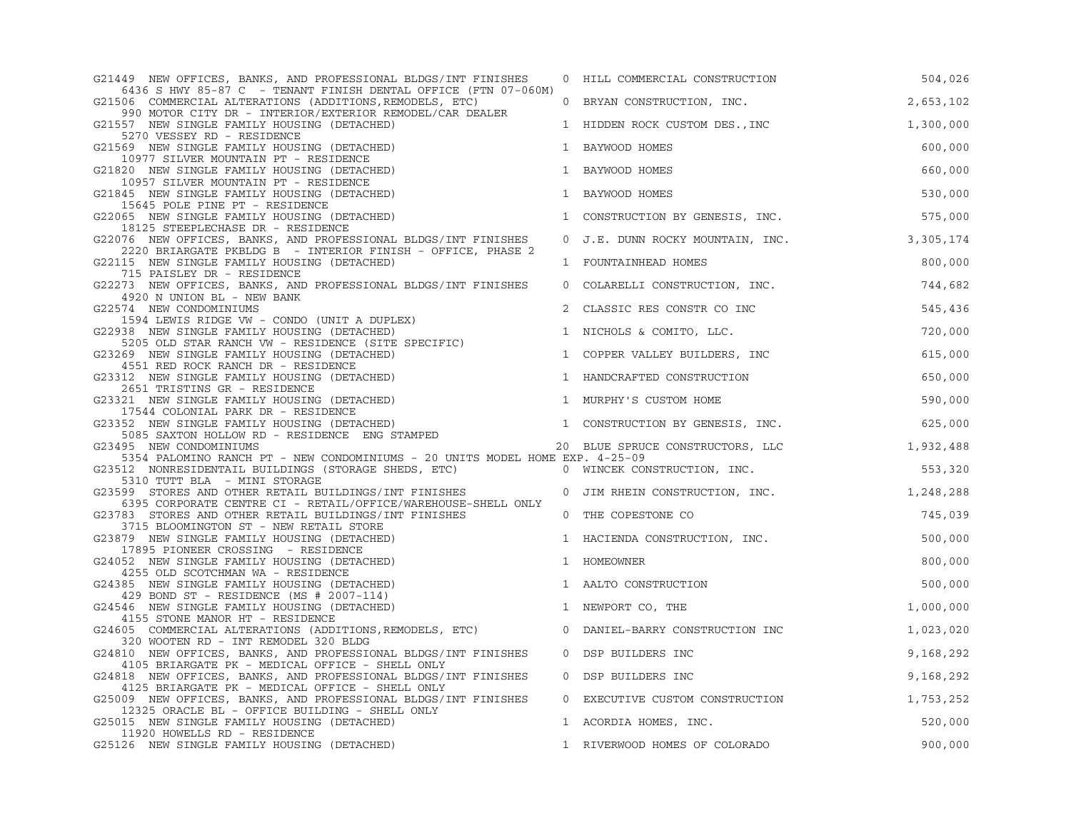| Permit | Description | Units | Contractor | Valuation |
|---|---|---|---|---|
| G21449 | NEW OFFICES, BANKS, AND PROFESSIONAL BLDGS/INT FINISHES<br>6436 S HWY 85-87 C - TENANT FINISH DENTAL OFFICE (FTN 07-060M) | 0 | HILL COMMERCIAL CONSTRUCTION | 504,026 |
| G21506 | COMMERCIAL ALTERATIONS (ADDITIONS,REMODELS, ETC)<br>990 MOTOR CITY DR - INTERIOR/EXTERIOR REMODEL/CAR DEALER | 0 | BRYAN CONSTRUCTION, INC. | 2,653,102 |
| G21557 | NEW SINGLE FAMILY HOUSING (DETACHED)<br>5270 VESSEY RD - RESIDENCE | 1 | HIDDEN ROCK CUSTOM DES.,INC | 1,300,000 |
| G21569 | NEW SINGLE FAMILY HOUSING (DETACHED)<br>10977 SILVER MOUNTAIN PT - RESIDENCE | 1 | BAYWOOD HOMES | 600,000 |
| G21820 | NEW SINGLE FAMILY HOUSING (DETACHED)<br>10957 SILVER MOUNTAIN PT - RESIDENCE | 1 | BAYWOOD HOMES | 660,000 |
| G21845 | NEW SINGLE FAMILY HOUSING (DETACHED)<br>15645 POLE PINE PT - RESIDENCE | 1 | BAYWOOD HOMES | 530,000 |
| G22065 | NEW SINGLE FAMILY HOUSING (DETACHED)<br>18125 STEEPLECHASE DR - RESIDENCE | 1 | CONSTRUCTION BY GENESIS, INC. | 575,000 |
| G22076 | NEW OFFICES, BANKS, AND PROFESSIONAL BLDGS/INT FINISHES<br>2220 BRIARGATE PKBLDG B - INTERIOR FINISH - OFFICE, PHASE 2 | 0 | J.E. DUNN ROCKY MOUNTAIN, INC. | 3,305,174 |
| G22115 | NEW SINGLE FAMILY HOUSING (DETACHED)<br>715 PAISLEY DR - RESIDENCE | 1 | FOUNTAINHEAD HOMES | 800,000 |
| G22273 | NEW OFFICES, BANKS, AND PROFESSIONAL BLDGS/INT FINISHES<br>4920 N UNION BL - NEW BANK | 0 | COLARELLI CONSTRUCTION, INC. | 744,682 |
| G22574 | NEW CONDOMINIUMS<br>1594 LEWIS RIDGE VW - CONDO (UNIT A DUPLEX) | 2 | CLASSIC RES CONSTR CO INC | 545,436 |
| G22938 | NEW SINGLE FAMILY HOUSING (DETACHED)<br>5205 OLD STAR RANCH VW - RESIDENCE (SITE SPECIFIC) | 1 | NICHOLS & COMITO, LLC. | 720,000 |
| G23269 | NEW SINGLE FAMILY HOUSING (DETACHED)<br>4551 RED ROCK RANCH DR - RESIDENCE | 1 | COPPER VALLEY BUILDERS, INC | 615,000 |
| G23312 | NEW SINGLE FAMILY HOUSING (DETACHED)<br>2651 TRISTINS GR - RESIDENCE | 1 | HANDCRAFTED CONSTRUCTION | 650,000 |
| G23321 | NEW SINGLE FAMILY HOUSING (DETACHED)<br>17544 COLONIAL PARK DR - RESIDENCE | 1 | MURPHY'S CUSTOM HOME | 590,000 |
| G23352 | NEW SINGLE FAMILY HOUSING (DETACHED)<br>5085 SAXTON HOLLOW RD - RESIDENCE ENG STAMPED | 1 | CONSTRUCTION BY GENESIS, INC. | 625,000 |
| G23495 | NEW CONDOMINIUMS<br>5354 PALOMINO RANCH PT - NEW CONDOMINIUMS - 20 UNITS MODEL HOME EXP. 4-25-09 | 20 | BLUE SPRUCE CONSTRUCTORS, LLC | 1,932,488 |
| G23512 | NONRESIDENTAIL BUILDINGS (STORAGE SHEDS, ETC)<br>5310 TUTT BLA - MINI STORAGE | 0 | WINCEK CONSTRUCTION, INC. | 553,320 |
| G23599 | STORES AND OTHER RETAIL BUILDINGS/INT FINISHES<br>6395 CORPORATE CENTRE CI - RETAIL/OFFICE/WAREHOUSE-SHELL ONLY | 0 | JIM RHEIN CONSTRUCTION, INC. | 1,248,288 |
| G23783 | STORES AND OTHER RETAIL BUILDINGS/INT FINISHES<br>3715 BLOOMINGTON ST - NEW RETAIL STORE | 0 | THE COPESTONE CO | 745,039 |
| G23879 | NEW SINGLE FAMILY HOUSING (DETACHED)<br>17895 PIONEER CROSSING - RESIDENCE | 1 | HACIENDA CONSTRUCTION, INC. | 500,000 |
| G24052 | NEW SINGLE FAMILY HOUSING (DETACHED)<br>4255 OLD SCOTCHMAN WA - RESIDENCE | 1 | HOMEOWNER | 800,000 |
| G24385 | NEW SINGLE FAMILY HOUSING (DETACHED)<br>429 BOND ST - RESIDENCE (MS # 2007-114) | 1 | AALTO CONSTRUCTION | 500,000 |
| G24546 | NEW SINGLE FAMILY HOUSING (DETACHED)<br>4155 STONE MANOR HT - RESIDENCE | 1 | NEWPORT CO, THE | 1,000,000 |
| G24605 | COMMERCIAL ALTERATIONS (ADDITIONS,REMODELS, ETC)<br>320 WOOTEN RD - INT REMODEL 320 BLDG | 0 | DANIEL-BARRY CONSTRUCTION INC | 1,023,020 |
| G24810 | NEW OFFICES, BANKS, AND PROFESSIONAL BLDGS/INT FINISHES<br>4105 BRIARGATE PK - MEDICAL OFFICE - SHELL ONLY | 0 | DSP BUILDERS INC | 9,168,292 |
| G24818 | NEW OFFICES, BANKS, AND PROFESSIONAL BLDGS/INT FINISHES<br>4125 BRIARGATE PK - MEDICAL OFFICE - SHELL ONLY | 0 | DSP BUILDERS INC | 9,168,292 |
| G25009 | NEW OFFICES, BANKS, AND PROFESSIONAL BLDGS/INT FINISHES<br>12325 ORACLE BL - OFFICE BUILDING - SHELL ONLY | 0 | EXECUTIVE CUSTOM CONSTRUCTION | 1,753,252 |
| G25015 | NEW SINGLE FAMILY HOUSING (DETACHED)<br>11920 HOWELLS RD - RESIDENCE | 1 | ACORDIA HOMES, INC. | 520,000 |
| G25126 | NEW SINGLE FAMILY HOUSING (DETACHED) | 1 | RIVERWOOD HOMES OF COLORADO | 900,000 |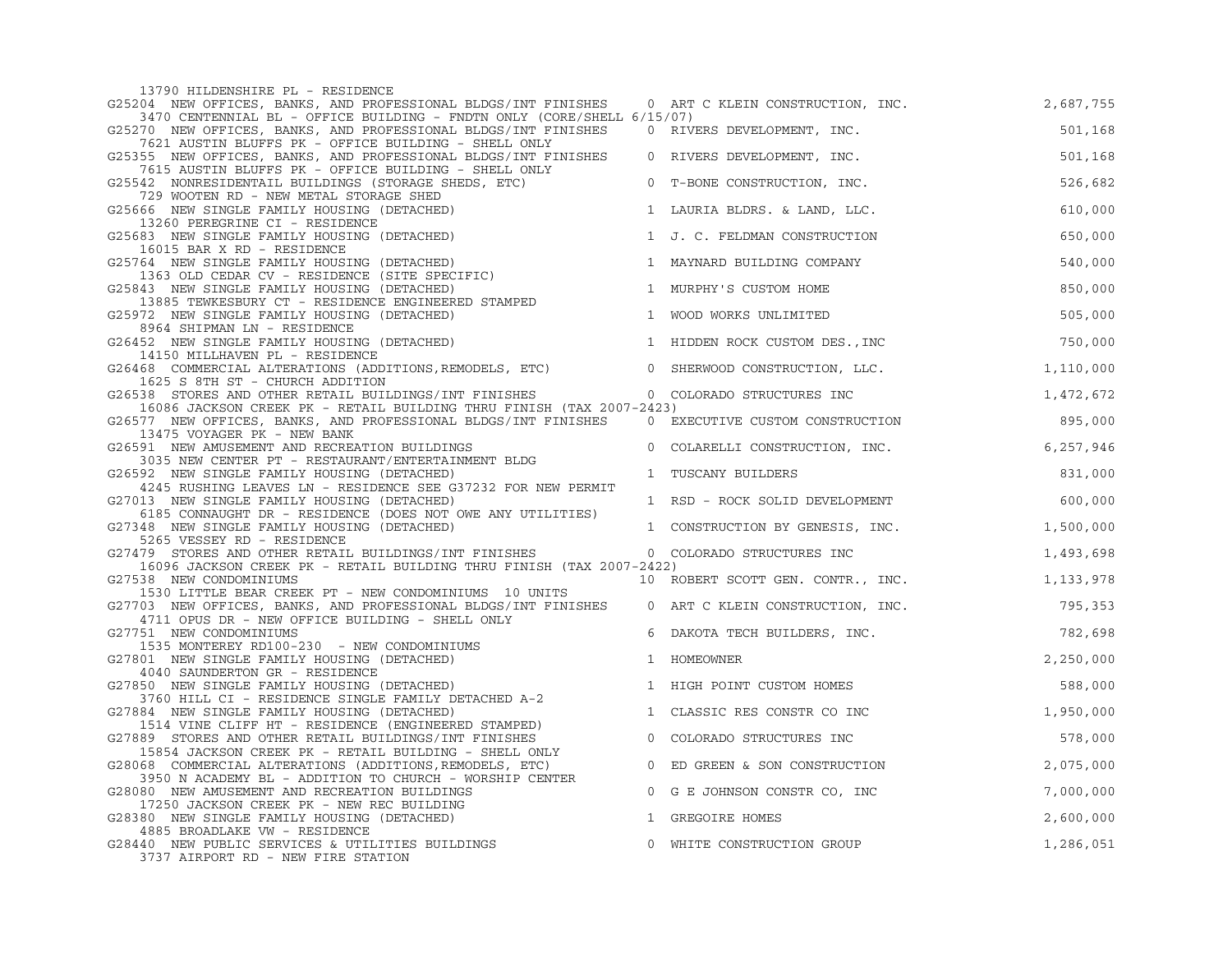13790 HILDENSHIRE PL - RESIDENCE

| Permit | Description | Units | Contractor | Value |
|---|---|---|---|---|
| G25204 | NEW OFFICES, BANKS, AND PROFESSIONAL BLDGS/INT FINISHES<br>3470 CENTENNIAL BL - OFFICE BUILDING - FNDTN ONLY (CORE/SHELL 6/15/07) | 0 | ART C KLEIN CONSTRUCTION, INC. | 2,687,755 |
| G25270 | NEW OFFICES, BANKS, AND PROFESSIONAL BLDGS/INT FINISHES<br>7621 AUSTIN BLUFFS PK - OFFICE BUILDING - SHELL ONLY | 0 | RIVERS DEVELOPMENT, INC. | 501,168 |
| G25355 | NEW OFFICES, BANKS, AND PROFESSIONAL BLDGS/INT FINISHES<br>7615 AUSTIN BLUFFS PK - OFFICE BUILDING - SHELL ONLY | 0 | RIVERS DEVELOPMENT, INC. | 501,168 |
| G25542 | NONRESIDENTAIL BUILDINGS (STORAGE SHEDS, ETC)<br>729 WOOTEN RD - NEW METAL STORAGE SHED | 0 | T-BONE CONSTRUCTION, INC. | 526,682 |
| G25666 | NEW SINGLE FAMILY HOUSING (DETACHED)<br>13260 PEREGRINE CI - RESIDENCE | 1 | LAURIA BLDRS. & LAND, LLC. | 610,000 |
| G25683 | NEW SINGLE FAMILY HOUSING (DETACHED)<br>16015 BAR X RD - RESIDENCE | 1 | J. C. FELDMAN CONSTRUCTION | 650,000 |
| G25764 | NEW SINGLE FAMILY HOUSING (DETACHED)<br>1363 OLD CEDAR CV - RESIDENCE (SITE SPECIFIC) | 1 | MAYNARD BUILDING COMPANY | 540,000 |
| G25843 | NEW SINGLE FAMILY HOUSING (DETACHED)<br>13885 TEWKESBURY CT - RESIDENCE ENGINEERED STAMPED | 1 | MURPHY'S CUSTOM HOME | 850,000 |
| G25972 | NEW SINGLE FAMILY HOUSING (DETACHED)<br>8964 SHIPMAN LN - RESIDENCE | 1 | WOOD WORKS UNLIMITED | 505,000 |
| G26452 | NEW SINGLE FAMILY HOUSING (DETACHED)<br>14150 MILLHAVEN PL - RESIDENCE | 1 | HIDDEN ROCK CUSTOM DES.,INC | 750,000 |
| G26468 | COMMERCIAL ALTERATIONS (ADDITIONS,REMODELS, ETC)<br>1625 S 8TH ST - CHURCH ADDITION | 0 | SHERWOOD CONSTRUCTION, LLC. | 1,110,000 |
| G26538 | STORES AND OTHER RETAIL BUILDINGS/INT FINISHES<br>16086 JACKSON CREEK PK - RETAIL BUILDING THRU FINISH (TAX 2007-2423) | 0 | COLORADO STRUCTURES INC | 1,472,672 |
| G26577 | NEW OFFICES, BANKS, AND PROFESSIONAL BLDGS/INT FINISHES<br>13475 VOYAGER PK - NEW BANK | 0 | EXECUTIVE CUSTOM CONSTRUCTION | 895,000 |
| G26591 | NEW AMUSEMENT AND RECREATION BUILDINGS<br>3035 NEW CENTER PT - RESTAURANT/ENTERTAINMENT BLDG | 0 | COLARELLI CONSTRUCTION, INC. | 6,257,946 |
| G26592 | NEW SINGLE FAMILY HOUSING (DETACHED)<br>4245 RUSHING LEAVES LN - RESIDENCE SEE G37232 FOR NEW PERMIT | 1 | TUSCANY BUILDERS | 831,000 |
| G27013 | NEW SINGLE FAMILY HOUSING (DETACHED)<br>6185 CONNAUGHT DR - RESIDENCE (DOES NOT OWE ANY UTILITIES) | 1 | RSD - ROCK SOLID DEVELOPMENT | 600,000 |
| G27348 | NEW SINGLE FAMILY HOUSING (DETACHED)<br>5265 VESSEY RD - RESIDENCE | 1 | CONSTRUCTION BY GENESIS, INC. | 1,500,000 |
| G27479 | STORES AND OTHER RETAIL BUILDINGS/INT FINISHES<br>16096 JACKSON CREEK PK - RETAIL BUILDING THRU FINISH (TAX 2007-2422) | 0 | COLORADO STRUCTURES INC | 1,493,698 |
| G27538 | NEW CONDOMINIUMS<br>1530 LITTLE BEAR CREEK PT - NEW CONDOMINIUMS 10 UNITS | 10 | ROBERT SCOTT GEN. CONTR., INC. | 1,133,978 |
| G27703 | NEW OFFICES, BANKS, AND PROFESSIONAL BLDGS/INT FINISHES<br>4711 OPUS DR - NEW OFFICE BUILDING - SHELL ONLY | 0 | ART C KLEIN CONSTRUCTION, INC. | 795,353 |
| G27751 | NEW CONDOMINIUMS<br>1535 MONTEREY RD100-230 - NEW CONDOMINIUMS | 6 | DAKOTA TECH BUILDERS, INC. | 782,698 |
| G27801 | NEW SINGLE FAMILY HOUSING (DETACHED)<br>4040 SAUNDERTON GR - RESIDENCE | 1 | HOMEOWNER | 2,250,000 |
| G27850 | NEW SINGLE FAMILY HOUSING (DETACHED)<br>3760 HILL CI - RESIDENCE SINGLE FAMILY DETACHED A-2 | 1 | HIGH POINT CUSTOM HOMES | 588,000 |
| G27884 | NEW SINGLE FAMILY HOUSING (DETACHED)<br>1514 VINE CLIFF HT - RESIDENCE (ENGINEERED STAMPED) | 1 | CLASSIC RES CONSTR CO INC | 1,950,000 |
| G27889 | STORES AND OTHER RETAIL BUILDINGS/INT FINISHES<br>15854 JACKSON CREEK PK - RETAIL BUILDING - SHELL ONLY | 0 | COLORADO STRUCTURES INC | 578,000 |
| G28068 | COMMERCIAL ALTERATIONS (ADDITIONS,REMODELS, ETC)<br>3950 N ACADEMY BL - ADDITION TO CHURCH - WORSHIP CENTER | 0 | ED GREEN & SON CONSTRUCTION | 2,075,000 |
| G28080 | NEW AMUSEMENT AND RECREATION BUILDINGS<br>17250 JACKSON CREEK PK - NEW REC BUILDING | 0 | G E JOHNSON CONSTR CO, INC | 7,000,000 |
| G28380 | NEW SINGLE FAMILY HOUSING (DETACHED)<br>4885 BROADLAKE VW - RESIDENCE | 1 | GREGOIRE HOMES | 2,600,000 |
| G28440 | NEW PUBLIC SERVICES & UTILITIES BUILDINGS<br>3737 AIRPORT RD - NEW FIRE STATION | 0 | WHITE CONSTRUCTION GROUP | 1,286,051 |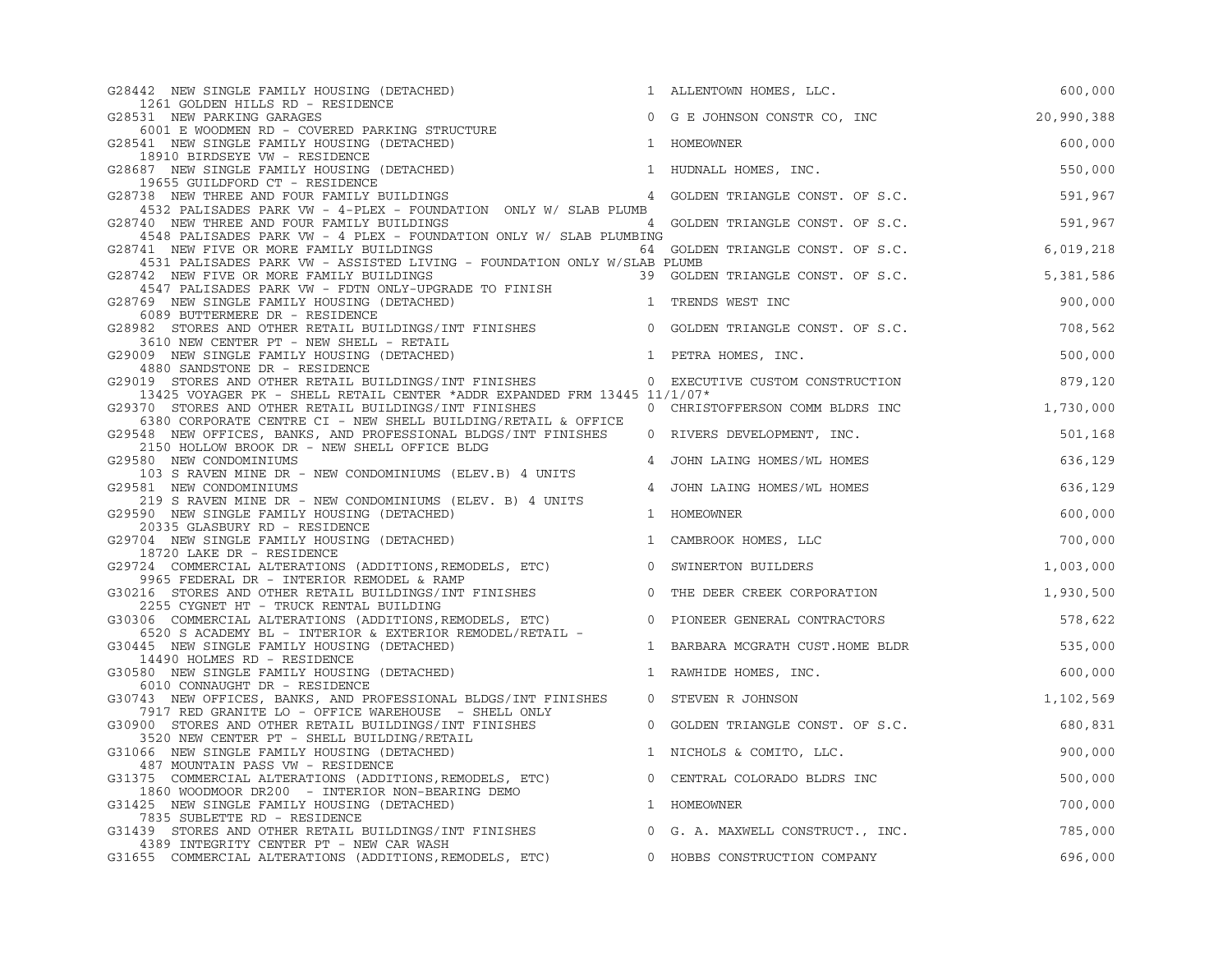| Permit | Description | Units | Contractor | Valuation |
|---|---|---|---|---|
| G28442 | NEW SINGLE FAMILY HOUSING (DETACHED)<br>1261 GOLDEN HILLS RD - RESIDENCE | 1 | ALLENTOWN HOMES, LLC. | 600,000 |
| G28531 | NEW PARKING GARAGES<br>6001 E WOODMEN RD - COVERED PARKING STRUCTURE | 0 | G E JOHNSON CONSTR CO, INC | 20,990,388 |
| G28541 | NEW SINGLE FAMILY HOUSING (DETACHED)<br>18910 BIRDSEYE VW - RESIDENCE | 1 | HOMEOWNER | 600,000 |
| G28687 | NEW SINGLE FAMILY HOUSING (DETACHED)<br>19655 GUILDFORD CT - RESIDENCE | 1 | HUDNALL HOMES, INC. | 550,000 |
| G28738 | NEW THREE AND FOUR FAMILY BUILDINGS<br>4532 PALISADES PARK VW - 4-PLEX - FOUNDATION ONLY W/ SLAB PLUMB | 4 | GOLDEN TRIANGLE CONST. OF S.C. | 591,967 |
| G28740 | NEW THREE AND FOUR FAMILY BUILDINGS<br>4548 PALISADES PARK VW - 4 PLEX - FOUNDATION ONLY W/ SLAB PLUMBING | 4 | GOLDEN TRIANGLE CONST. OF S.C. | 591,967 |
| G28741 | NEW FIVE OR MORE FAMILY BUILDINGS<br>4531 PALISADES PARK VW - ASSISTED LIVING - FOUNDATION ONLY W/SLAB PLUMB | 64 | GOLDEN TRIANGLE CONST. OF S.C. | 6,019,218 |
| G28742 | NEW FIVE OR MORE FAMILY BUILDINGS<br>4547 PALISADES PARK VW - FDTN ONLY-UPGRADE TO FINISH | 39 | GOLDEN TRIANGLE CONST. OF S.C. | 5,381,586 |
| G28769 | NEW SINGLE FAMILY HOUSING (DETACHED)<br>6089 BUTTERMERE DR - RESIDENCE | 1 | TRENDS WEST INC | 900,000 |
| G28982 | STORES AND OTHER RETAIL BUILDINGS/INT FINISHES<br>3610 NEW CENTER PT - NEW SHELL - RETAIL | 0 | GOLDEN TRIANGLE CONST. OF S.C. | 708,562 |
| G29009 | NEW SINGLE FAMILY HOUSING (DETACHED)<br>4880 SANDSTONE DR - RESIDENCE | 1 | PETRA HOMES, INC. | 500,000 |
| G29019 | STORES AND OTHER RETAIL BUILDINGS/INT FINISHES<br>13425 VOYAGER PK - SHELL RETAIL CENTER *ADDR EXPANDED FRM 13445 11/1/07* | 0 | EXECUTIVE CUSTOM CONSTRUCTION | 879,120 |
| G29370 | STORES AND OTHER RETAIL BUILDINGS/INT FINISHES<br>6380 CORPORATE CENTRE CI - NEW SHELL BUILDING/RETAIL & OFFICE | 0 | CHRISTOFFERSON COMM BLDRS INC | 1,730,000 |
| G29548 | NEW OFFICES, BANKS, AND PROFESSIONAL BLDGS/INT FINISHES<br>2150 HOLLOW BROOK DR - NEW SHELL OFFICE BLDG | 0 | RIVERS DEVELOPMENT, INC. | 501,168 |
| G29580 | NEW CONDOMINIUMS<br>103 S RAVEN MINE DR - NEW CONDOMINIUMS (ELEV.B) 4 UNITS | 4 | JOHN LAING HOMES/WL HOMES | 636,129 |
| G29581 | NEW CONDOMINIUMS<br>219 S RAVEN MINE DR - NEW CONDOMINIUMS (ELEV. B) 4 UNITS | 4 | JOHN LAING HOMES/WL HOMES | 636,129 |
| G29590 | NEW SINGLE FAMILY HOUSING (DETACHED)<br>20335 GLASBURY RD - RESIDENCE | 1 | HOMEOWNER | 600,000 |
| G29704 | NEW SINGLE FAMILY HOUSING (DETACHED)<br>18720 LAKE DR - RESIDENCE | 1 | CAMBROOK HOMES, LLC | 700,000 |
| G29724 | COMMERCIAL ALTERATIONS (ADDITIONS,REMODELS, ETC)<br>9965 FEDERAL DR - INTERIOR REMODEL & RAMP | 0 | SWINERTON BUILDERS | 1,003,000 |
| G30216 | STORES AND OTHER RETAIL BUILDINGS/INT FINISHES<br>2255 CYGNET HT - TRUCK RENTAL BUILDING | 0 | THE DEER CREEK CORPORATION | 1,930,500 |
| G30306 | COMMERCIAL ALTERATIONS (ADDITIONS,REMODELS, ETC)<br>6520 S ACADEMY BL - INTERIOR & EXTERIOR REMODEL/RETAIL - | 0 | PIONEER GENERAL CONTRACTORS | 578,622 |
| G30445 | NEW SINGLE FAMILY HOUSING (DETACHED)<br>14490 HOLMES RD - RESIDENCE | 1 | BARBARA MCGRATH CUST.HOME BLDR | 535,000 |
| G30580 | NEW SINGLE FAMILY HOUSING (DETACHED)<br>6010 CONNAUGHT DR - RESIDENCE | 1 | RAWHIDE HOMES, INC. | 600,000 |
| G30743 | NEW OFFICES, BANKS, AND PROFESSIONAL BLDGS/INT FINISHES<br>7917 RED GRANITE LO - OFFICE WAREHOUSE - SHELL ONLY | 0 | STEVEN R JOHNSON | 1,102,569 |
| G30900 | STORES AND OTHER RETAIL BUILDINGS/INT FINISHES<br>3520 NEW CENTER PT - SHELL BUILDING/RETAIL | 0 | GOLDEN TRIANGLE CONST. OF S.C. | 680,831 |
| G31066 | NEW SINGLE FAMILY HOUSING (DETACHED)<br>487 MOUNTAIN PASS VW - RESIDENCE | 1 | NICHOLS & COMITO, LLC. | 900,000 |
| G31375 | COMMERCIAL ALTERATIONS (ADDITIONS,REMODELS, ETC)<br>1860 WOODMOOR DR200 - INTERIOR NON-BEARING DEMO | 0 | CENTRAL COLORADO BLDRS INC | 500,000 |
| G31425 | NEW SINGLE FAMILY HOUSING (DETACHED)<br>7835 SUBLETTE RD - RESIDENCE | 1 | HOMEOWNER | 700,000 |
| G31439 | STORES AND OTHER RETAIL BUILDINGS/INT FINISHES<br>4389 INTEGRITY CENTER PT - NEW CAR WASH | 0 | G. A. MAXWELL CONSTRUCT., INC. | 785,000 |
| G31655 | COMMERCIAL ALTERATIONS (ADDITIONS,REMODELS, ETC) | 0 | HOBBS CONSTRUCTION COMPANY | 696,000 |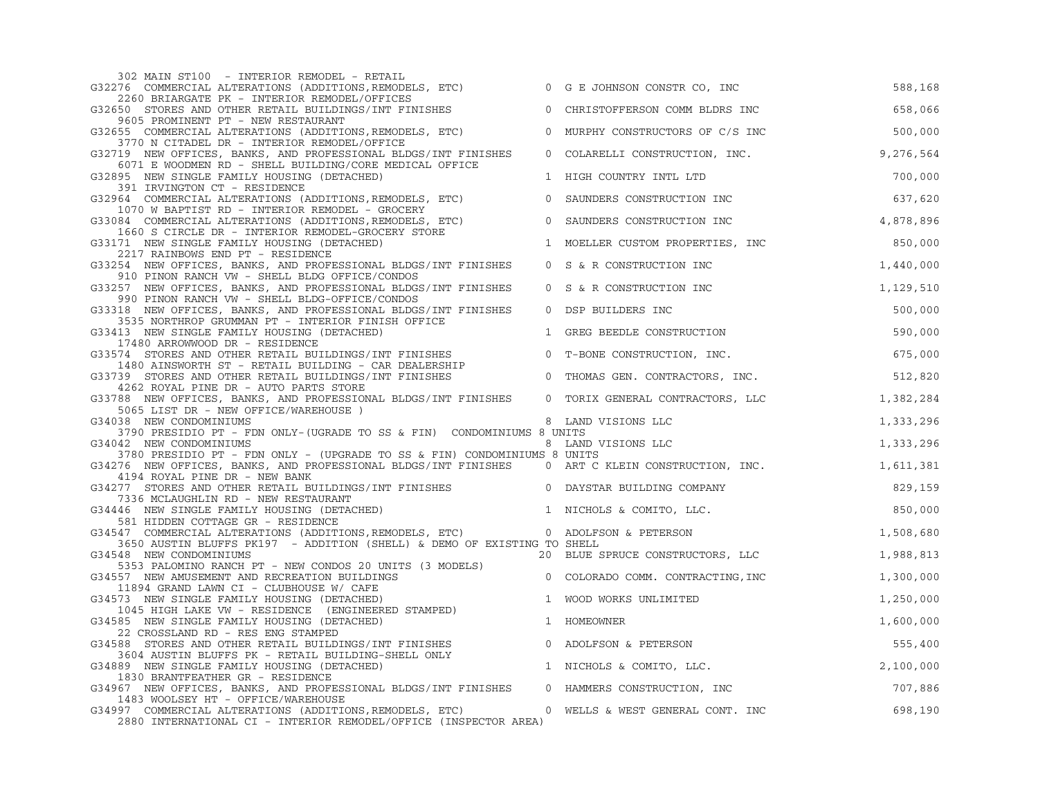302 MAIN ST100 - INTERIOR REMODEL - RETAIL

| Permit | Description | Units | Contractor | Value |
|---|---|---|---|---|
| G32276 | COMMERCIAL ALTERATIONS (ADDITIONS,REMODELS, ETC)<br>2260 BRIARGATE PK - INTERIOR REMODEL/OFFICES | 0 | G E JOHNSON CONSTR CO, INC | 588,168 |
| G32650 | STORES AND OTHER RETAIL BUILDINGS/INT FINISHES<br>9605 PROMINENT PT - NEW RESTAURANT | 0 | CHRISTOFFERSON COMM BLDRS INC | 658,066 |
| G32655 | COMMERCIAL ALTERATIONS (ADDITIONS,REMODELS, ETC)<br>3770 N CITADEL DR - INTERIOR REMODEL/OFFICE | 0 | MURPHY CONSTRUCTORS OF C/S INC | 500,000 |
| G32719 | NEW OFFICES, BANKS, AND PROFESSIONAL BLDGS/INT FINISHES<br>6071 E WOODMEN RD - SHELL BUILDING/CORE MEDICAL OFFICE | 0 | COLARELLI CONSTRUCTION, INC. | 9,276,564 |
| G32895 | NEW SINGLE FAMILY HOUSING (DETACHED)<br>391 IRVINGTON CT - RESIDENCE | 1 | HIGH COUNTRY INTL LTD | 700,000 |
| G32964 | COMMERCIAL ALTERATIONS (ADDITIONS,REMODELS, ETC)<br>1070 W BAPTIST RD - INTERIOR REMODEL - GROCERY | 0 | SAUNDERS CONSTRUCTION INC | 637,620 |
| G33084 | COMMERCIAL ALTERATIONS (ADDITIONS,REMODELS, ETC)<br>1660 S CIRCLE DR - INTERIOR REMODEL-GROCERY STORE | 0 | SAUNDERS CONSTRUCTION INC | 4,878,896 |
| G33171 | NEW SINGLE FAMILY HOUSING (DETACHED)<br>2217 RAINBOWS END PT - RESIDENCE | 1 | MOELLER CUSTOM PROPERTIES, INC | 850,000 |
| G33254 | NEW OFFICES, BANKS, AND PROFESSIONAL BLDGS/INT FINISHES<br>910 PINON RANCH VW - SHELL BLDG OFFICE/CONDOS | 0 | S & R CONSTRUCTION INC | 1,440,000 |
| G33257 | NEW OFFICES, BANKS, AND PROFESSIONAL BLDGS/INT FINISHES<br>990 PINON RANCH VW - SHELL BLDG-OFFICE/CONDOS | 0 | S & R CONSTRUCTION INC | 1,129,510 |
| G33318 | NEW OFFICES, BANKS, AND PROFESSIONAL BLDGS/INT FINISHES<br>3535 NORTHROP GRUMMAN PT - INTERIOR FINISH OFFICE | 0 | DSP BUILDERS INC | 500,000 |
| G33413 | NEW SINGLE FAMILY HOUSING (DETACHED)<br>17480 ARROWWOOD DR - RESIDENCE | 1 | GREG BEEDLE CONSTRUCTION | 590,000 |
| G33574 | STORES AND OTHER RETAIL BUILDINGS/INT FINISHES<br>1480 AINSWORTH ST - RETAIL BUILDING - CAR DEALERSHIP | 0 | T-BONE CONSTRUCTION, INC. | 675,000 |
| G33739 | STORES AND OTHER RETAIL BUILDINGS/INT FINISHES<br>4262 ROYAL PINE DR - AUTO PARTS STORE | 0 | THOMAS GEN. CONTRACTORS, INC. | 512,820 |
| G33788 | NEW OFFICES, BANKS, AND PROFESSIONAL BLDGS/INT FINISHES<br>5065 LIST DR - NEW OFFICE/WAREHOUSE ) | 0 | TORIX GENERAL CONTRACTORS, LLC | 1,382,284 |
| G34038 | NEW CONDOMINIUMS<br>3790 PRESIDIO PT - FDN ONLY-(UGRADE TO SS & FIN) CONDOMINIUMS 8 UNITS | 8 | LAND VISIONS LLC | 1,333,296 |
| G34042 | NEW CONDOMINIUMS<br>3780 PRESIDIO PT - FDN ONLY - (UPGRADE TO SS & FIN) CONDOMINIUMS 8 UNITS | 8 | LAND VISIONS LLC | 1,333,296 |
| G34276 | NEW OFFICES, BANKS, AND PROFESSIONAL BLDGS/INT FINISHES<br>4194 ROYAL PINE DR - NEW BANK | 0 | ART C KLEIN CONSTRUCTION, INC. | 1,611,381 |
| G34277 | STORES AND OTHER RETAIL BUILDINGS/INT FINISHES<br>7336 MCLAUGHLIN RD - NEW RESTAURANT | 0 | DAYSTAR BUILDING COMPANY | 829,159 |
| G34446 | NEW SINGLE FAMILY HOUSING (DETACHED)<br>581 HIDDEN COTTAGE GR - RESIDENCE | 1 | NICHOLS & COMITO, LLC. | 850,000 |
| G34547 | COMMERCIAL ALTERATIONS (ADDITIONS,REMODELS, ETC)<br>3650 AUSTIN BLUFFS PK197 - ADDITION (SHELL) & DEMO OF EXISTING TO SHELL | 0 | ADOLFSON & PETERSON | 1,508,680 |
| G34548 | NEW CONDOMINIUMS<br>5353 PALOMINO RANCH PT - NEW CONDOS 20 UNITS (3 MODELS) | 20 | BLUE SPRUCE CONSTRUCTORS, LLC | 1,988,813 |
| G34557 | NEW AMUSEMENT AND RECREATION BUILDINGS<br>11894 GRAND LAWN CI - CLUBHOUSE W/ CAFE | 0 | COLORADO COMM. CONTRACTING,INC | 1,300,000 |
| G34573 | NEW SINGLE FAMILY HOUSING (DETACHED)<br>1045 HIGH LAKE VW - RESIDENCE (ENGINEERED STAMPED) | 1 | WOOD WORKS UNLIMITED | 1,250,000 |
| G34585 | NEW SINGLE FAMILY HOUSING (DETACHED)<br>22 CROSSLAND RD - RES ENG STAMPED | 1 | HOMEOWNER | 1,600,000 |
| G34588 | STORES AND OTHER RETAIL BUILDINGS/INT FINISHES<br>3604 AUSTIN BLUFFS PK - RETAIL BUILDING-SHELL ONLY | 0 | ADOLFSON & PETERSON | 555,400 |
| G34889 | NEW SINGLE FAMILY HOUSING (DETACHED)<br>1830 BRANTFEATHER GR - RESIDENCE | 1 | NICHOLS & COMITO, LLC. | 2,100,000 |
| G34967 | NEW OFFICES, BANKS, AND PROFESSIONAL BLDGS/INT FINISHES<br>1483 WOOLSEY HT - OFFICE/WAREHOUSE | 0 | HAMMERS CONSTRUCTION, INC | 707,886 |
| G34997 | COMMERCIAL ALTERATIONS (ADDITIONS,REMODELS, ETC)<br>2880 INTERNATIONAL CI - INTERIOR REMODEL/OFFICE (INSPECTOR AREA) | 0 | WELLS & WEST GENERAL CONT. INC | 698,190 |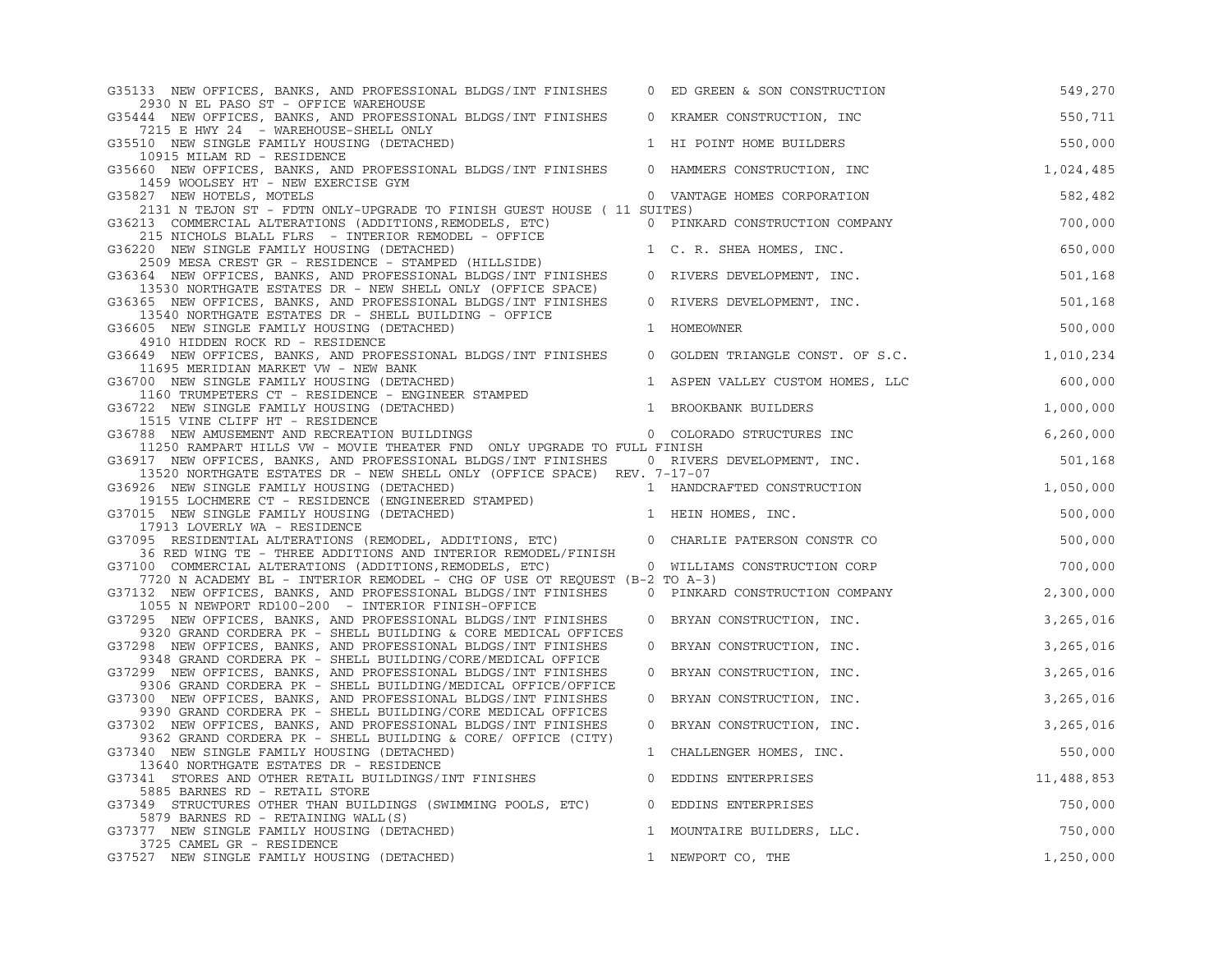| Permit | Description | Units | Contractor | Valuation |
|---|---|---|---|---|
| G35133 | NEW OFFICES, BANKS, AND PROFESSIONAL BLDGS/INT FINISHES<br>2930 N EL PASO ST - OFFICE WAREHOUSE | 0 | ED GREEN & SON CONSTRUCTION | 549,270 |
| G35444 | NEW OFFICES, BANKS, AND PROFESSIONAL BLDGS/INT FINISHES<br>7215 E HWY 24 - WAREHOUSE-SHELL ONLY | 0 | KRAMER CONSTRUCTION, INC | 550,711 |
| G35510 | NEW SINGLE FAMILY HOUSING (DETACHED)<br>10915 MILAM RD - RESIDENCE | 1 | HI POINT HOME BUILDERS | 550,000 |
| G35660 | NEW OFFICES, BANKS, AND PROFESSIONAL BLDGS/INT FINISHES<br>1459 WOOLSEY HT - NEW EXERCISE GYM | 0 | HAMMERS CONSTRUCTION, INC | 1,024,485 |
| G35827 | NEW HOTELS, MOTELS<br>2131 N TEJON ST - FDTN ONLY-UPGRADE TO FINISH GUEST HOUSE ( 11 SUITES) | 0 | VANTAGE HOMES CORPORATION | 582,482 |
| G36213 | COMMERCIAL ALTERATIONS (ADDITIONS,REMODELS, ETC)<br>215 NICHOLS BLALL FLRS - INTERIOR REMODEL - OFFICE | 0 | PINKARD CONSTRUCTION COMPANY | 700,000 |
| G36220 | NEW SINGLE FAMILY HOUSING (DETACHED)<br>2509 MESA CREST GR - RESIDENCE - STAMPED (HILLSIDE) | 1 | C. R. SHEA HOMES, INC. | 650,000 |
| G36364 | NEW OFFICES, BANKS, AND PROFESSIONAL BLDGS/INT FINISHES<br>13530 NORTHGATE ESTATES DR - NEW SHELL ONLY (OFFICE SPACE) | 0 | RIVERS DEVELOPMENT, INC. | 501,168 |
| G36365 | NEW OFFICES, BANKS, AND PROFESSIONAL BLDGS/INT FINISHES<br>13540 NORTHGATE ESTATES DR - SHELL BUILDING - OFFICE | 0 | RIVERS DEVELOPMENT, INC. | 501,168 |
| G36605 | NEW SINGLE FAMILY HOUSING (DETACHED)<br>4910 HIDDEN ROCK RD - RESIDENCE | 1 | HOMEOWNER | 500,000 |
| G36649 | NEW OFFICES, BANKS, AND PROFESSIONAL BLDGS/INT FINISHES<br>11695 MERIDIAN MARKET VW - NEW BANK | 0 | GOLDEN TRIANGLE CONST. OF S.C. | 1,010,234 |
| G36700 | NEW SINGLE FAMILY HOUSING (DETACHED)<br>1160 TRUMPETERS CT - RESIDENCE - ENGINEER STAMPED | 1 | ASPEN VALLEY CUSTOM HOMES, LLC | 600,000 |
| G36722 | NEW SINGLE FAMILY HOUSING (DETACHED)<br>1515 VINE CLIFF HT - RESIDENCE | 1 | BROOKBANK BUILDERS | 1,000,000 |
| G36788 | NEW AMUSEMENT AND RECREATION BUILDINGS<br>11250 RAMPART HILLS VW - MOVIE THEATER FND ONLY UPGRADE TO FULL FINISH | 0 | COLORADO STRUCTURES INC | 6,260,000 |
| G36917 | NEW OFFICES, BANKS, AND PROFESSIONAL BLDGS/INT FINISHES<br>13520 NORTHGATE ESTATES DR - NEW SHELL ONLY (OFFICE SPACE) REV. 7-17-07 | 0 | RIVERS DEVELOPMENT, INC. | 501,168 |
| G36926 | NEW SINGLE FAMILY HOUSING (DETACHED)<br>19155 LOCHMERE CT - RESIDENCE (ENGINEERED STAMPED) | 1 | HANDCRAFTED CONSTRUCTION | 1,050,000 |
| G37015 | NEW SINGLE FAMILY HOUSING (DETACHED)<br>17913 LOVERLY WA - RESIDENCE | 1 | HEIN HOMES, INC. | 500,000 |
| G37095 | RESIDENTIAL ALTERATIONS (REMODEL, ADDITIONS, ETC)<br>36 RED WING TE - THREE ADDITIONS AND INTERIOR REMODEL/FINISH | 0 | CHARLIE PATERSON CONSTR CO | 500,000 |
| G37100 | COMMERCIAL ALTERATIONS (ADDITIONS,REMODELS, ETC)<br>7720 N ACADEMY BL - INTERIOR REMODEL - CHG OF USE OT REQUEST (B-2 TO A-3) | 0 | WILLIAMS CONSTRUCTION CORP | 700,000 |
| G37132 | NEW OFFICES, BANKS, AND PROFESSIONAL BLDGS/INT FINISHES<br>1055 N NEWPORT RD100-200 - INTERIOR FINISH-OFFICE | 0 | PINKARD CONSTRUCTION COMPANY | 2,300,000 |
| G37295 | NEW OFFICES, BANKS, AND PROFESSIONAL BLDGS/INT FINISHES<br>9320 GRAND CORDERA PK - SHELL BUILDING & CORE MEDICAL OFFICES | 0 | BRYAN CONSTRUCTION, INC. | 3,265,016 |
| G37298 | NEW OFFICES, BANKS, AND PROFESSIONAL BLDGS/INT FINISHES<br>9348 GRAND CORDERA PK - SHELL BUILDING/CORE/MEDICAL OFFICE | 0 | BRYAN CONSTRUCTION, INC. | 3,265,016 |
| G37299 | NEW OFFICES, BANKS, AND PROFESSIONAL BLDGS/INT FINISHES<br>9306 GRAND CORDERA PK - SHELL BUILDING/MEDICAL OFFICE/OFFICE | 0 | BRYAN CONSTRUCTION, INC. | 3,265,016 |
| G37300 | NEW OFFICES, BANKS, AND PROFESSIONAL BLDGS/INT FINISHES<br>9390 GRAND CORDERA PK - SHELL BUILDING/CORE MEDICAL OFFICES | 0 | BRYAN CONSTRUCTION, INC. | 3,265,016 |
| G37302 | NEW OFFICES, BANKS, AND PROFESSIONAL BLDGS/INT FINISHES<br>9362 GRAND CORDERA PK - SHELL BUILDING & CORE/ OFFICE (CITY) | 0 | BRYAN CONSTRUCTION, INC. | 3,265,016 |
| G37340 | NEW SINGLE FAMILY HOUSING (DETACHED)<br>13640 NORTHGATE ESTATES DR - RESIDENCE | 1 | CHALLENGER HOMES, INC. | 550,000 |
| G37341 | STORES AND OTHER RETAIL BUILDINGS/INT FINISHES<br>5885 BARNES RD - RETAIL STORE | 0 | EDDINS ENTERPRISES | 11,488,853 |
| G37349 | STRUCTURES OTHER THAN BUILDINGS (SWIMMING POOLS, ETC)<br>5879 BARNES RD - RETAINING WALL(S) | 0 | EDDINS ENTERPRISES | 750,000 |
| G37377 | NEW SINGLE FAMILY HOUSING (DETACHED)<br>3725 CAMEL GR - RESIDENCE | 1 | MOUNTAIRE BUILDERS, LLC. | 750,000 |
| G37527 | NEW SINGLE FAMILY HOUSING (DETACHED) | 1 | NEWPORT CO, THE | 1,250,000 |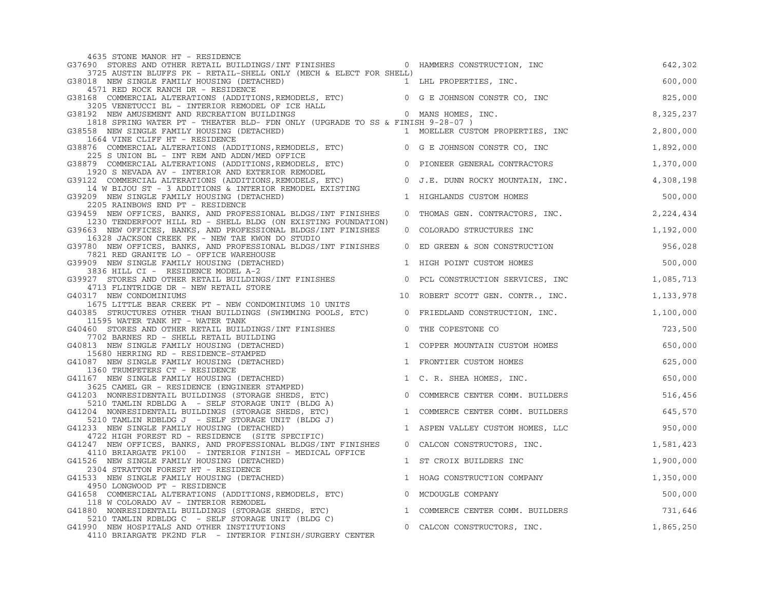4635 STONE MANOR HT - RESIDENCE

| Permit | Description | Units | Contractor | Valuation |
|---|---|---|---|---|
| G37690 | STORES AND OTHER RETAIL BUILDINGS/INT FINISHES<br>3725 AUSTIN BLUFFS PK - RETAIL-SHELL ONLY (MECH & ELECT FOR SHELL) | 0 | HAMMERS CONSTRUCTION, INC | 642,302 |
| G38018 | NEW SINGLE FAMILY HOUSING (DETACHED)<br>4571 RED ROCK RANCH DR - RESIDENCE | 1 | LHL PROPERTIES, INC. | 600,000 |
| G38168 | COMMERCIAL ALTERATIONS (ADDITIONS,REMODELS, ETC)<br>3205 VENETUCCI BL - INTERIOR REMODEL OF ICE HALL | 0 | G E JOHNSON CONSTR CO, INC | 825,000 |
| G38192 | NEW AMUSEMENT AND RECREATION BUILDINGS<br>1818 SPRING WATER PT - THEATER BLD- FDN ONLY (UPGRADE TO SS & FINISH 9-28-07 ) | 0 | MANS HOMES, INC. | 8,325,237 |
| G38558 | NEW SINGLE FAMILY HOUSING (DETACHED)<br>1664 VINE CLIFF HT - RESIDENCE | 1 | MOELLER CUSTOM PROPERTIES, INC | 2,800,000 |
| G38876 | COMMERCIAL ALTERATIONS (ADDITIONS,REMODELS, ETC)<br>225 S UNION BL - INT REM AND ADDN/MED OFFICE | 0 | G E JOHNSON CONSTR CO, INC | 1,892,000 |
| G38879 | COMMERCIAL ALTERATIONS (ADDITIONS,REMODELS, ETC)<br>1920 S NEVADA AV - INTERIOR AND EXTERIOR REMODEL | 0 | PIONEER GENERAL CONTRACTORS | 1,370,000 |
| G39122 | COMMERCIAL ALTERATIONS (ADDITIONS,REMODELS, ETC)<br>14 W BIJOU ST - 3 ADDITIONS & INTERIOR REMODEL EXISTING | 0 | J.E. DUNN ROCKY MOUNTAIN, INC. | 4,308,198 |
| G39209 | NEW SINGLE FAMILY HOUSING (DETACHED)<br>2205 RAINBOWS END PT - RESIDENCE | 1 | HIGHLANDS CUSTOM HOMES | 500,000 |
| G39459 | NEW OFFICES, BANKS, AND PROFESSIONAL BLDGS/INT FINISHES<br>1230 TENDERFOOT HILL RD - SHELL BLDG (ON EXISTING FOUNDATION) | 0 | THOMAS GEN. CONTRACTORS, INC. | 2,224,434 |
| G39663 | NEW OFFICES, BANKS, AND PROFESSIONAL BLDGS/INT FINISHES<br>16328 JACKSON CREEK PK - NEW TAE KWON DO STUDIO | 0 | COLORADO STRUCTURES INC | 1,192,000 |
| G39780 | NEW OFFICES, BANKS, AND PROFESSIONAL BLDGS/INT FINISHES<br>7821 RED GRANITE LO - OFFICE WAREHOUSE | 0 | ED GREEN & SON CONSTRUCTION | 956,028 |
| G39909 | NEW SINGLE FAMILY HOUSING (DETACHED)<br>3836 HILL CI - RESIDENCE MODEL A-2 | 1 | HIGH POINT CUSTOM HOMES | 500,000 |
| G39927 | STORES AND OTHER RETAIL BUILDINGS/INT FINISHES<br>4713 FLINTRIDGE DR - NEW RETAIL STORE | 0 | PCL CONSTRUCTION SERVICES, INC | 1,085,713 |
| G40317 | NEW CONDOMINIUMS<br>1675 LITTLE BEAR CREEK PT - NEW CONDOMINIUMS 10 UNITS | 10 | ROBERT SCOTT GEN. CONTR., INC. | 1,133,978 |
| G40385 | STRUCTURES OTHER THAN BUILDINGS (SWIMMING POOLS, ETC)<br>11595 WATER TANK HT - WATER TANK | 0 | FRIEDLAND CONSTRUCTION, INC. | 1,100,000 |
| G40460 | STORES AND OTHER RETAIL BUILDINGS/INT FINISHES<br>7702 BARNES RD - SHELL RETAIL BUILDING | 0 | THE COPESTONE CO | 723,500 |
| G40813 | NEW SINGLE FAMILY HOUSING (DETACHED)<br>15680 HERRING RD - RESIDENCE-STAMPED | 1 | COPPER MOUNTAIN CUSTOM HOMES | 650,000 |
| G41087 | NEW SINGLE FAMILY HOUSING (DETACHED)<br>1360 TRUMPETERS CT - RESIDENCE | 1 | FRONTIER CUSTOM HOMES | 625,000 |
| G41167 | NEW SINGLE FAMILY HOUSING (DETACHED)<br>3625 CAMEL GR - RESIDENCE (ENGINEER STAMPED) | 1 | C. R. SHEA HOMES, INC. | 650,000 |
| G41203 | NONRESIDENTAIL BUILDINGS (STORAGE SHEDS, ETC)<br>5210 TAMLIN RDBLDG A - SELF STORAGE UNIT (BLDG A) | 0 | COMMERCE CENTER COMM. BUILDERS | 516,456 |
| G41204 | NONRESIDENTAIL BUILDINGS (STORAGE SHEDS, ETC)<br>5210 TAMLIN RDBLDG J - SELF STORAGE UNIT (BLDG J) | 1 | COMMERCE CENTER COMM. BUILDERS | 645,570 |
| G41233 | NEW SINGLE FAMILY HOUSING (DETACHED)<br>4722 HIGH FOREST RD - RESIDENCE (SITE SPECIFIC) | 1 | ASPEN VALLEY CUSTOM HOMES, LLC | 950,000 |
| G41247 | NEW OFFICES, BANKS, AND PROFESSIONAL BLDGS/INT FINISHES<br>4110 BRIARGATE PK100 - INTERIOR FINISH - MEDICAL OFFICE | 0 | CALCON CONSTRUCTORS, INC. | 1,581,423 |
| G41526 | NEW SINGLE FAMILY HOUSING (DETACHED)<br>2304 STRATTON FOREST HT - RESIDENCE | 1 | ST CROIX BUILDERS INC | 1,900,000 |
| G41533 | NEW SINGLE FAMILY HOUSING (DETACHED)<br>4950 LONGWOOD PT - RESIDENCE | 1 | HOAG CONSTRUCTION COMPANY | 1,350,000 |
| G41658 | COMMERCIAL ALTERATIONS (ADDITIONS,REMODELS, ETC)<br>118 W COLORADO AV - INTERIOR REMODEL | 0 | MCDOUGLE COMPANY | 500,000 |
| G41880 | NONRESIDENTAIL BUILDINGS (STORAGE SHEDS, ETC)<br>5210 TAMLIN RDBLDG C - SELF STORAGE UNIT (BLDG C) | 1 | COMMERCE CENTER COMM. BUILDERS | 731,646 |
| G41990 | NEW HOSPITALS AND OTHER INSTITUTIONS<br>4110 BRIARGATE PK2ND FLR - INTERIOR FINISH/SURGERY CENTER | 0 | CALCON CONSTRUCTORS, INC. | 1,865,250 |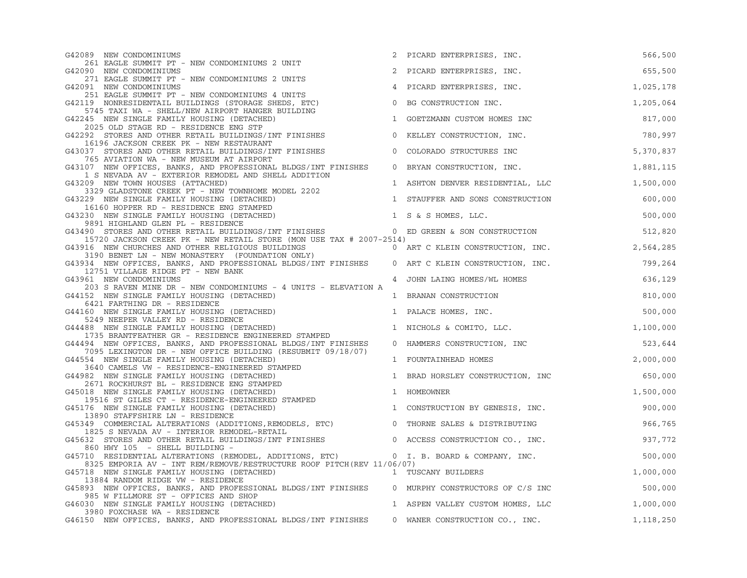| Permit / Description | Units | Contractor | Valuation |
|---|---|---|---|
| G42089 NEW CONDOMINIUMS<br>261 EAGLE SUMMIT PT - NEW CONDOMINIUMS 2 UNIT | 2 | PICARD ENTERPRISES, INC. | 566,500 |
| G42090 NEW CONDOMINIUMS<br>271 EAGLE SUMMIT PT - NEW CONDOMINIUMS 2 UNITS | 2 | PICARD ENTERPRISES, INC. | 655,500 |
| G42091 NEW CONDOMINIUMS<br>251 EAGLE SUMMIT PT - NEW CONDOMINIUMS 4 UNITS | 4 | PICARD ENTERPRISES, INC. | 1,025,178 |
| G42119 NONRESIDENTAIL BUILDINGS (STORAGE SHEDS, ETC)<br>5745 TAXI WA - SHELL/NEW AIRPORT HANGER BUILDING | 0 | BG CONSTRUCTION INC. | 1,205,064 |
| G42245 NEW SINGLE FAMILY HOUSING (DETACHED)<br>2025 OLD STAGE RD - RESIDENCE ENG STP | 1 | GOETZMANN CUSTOM HOMES INC | 817,000 |
| G42292 STORES AND OTHER RETAIL BUILDINGS/INT FINISHES<br>16196 JACKSON CREEK PK - NEW RESTAURANT | 0 | KELLEY CONSTRUCTION, INC. | 780,997 |
| G43037 STORES AND OTHER RETAIL BUILDINGS/INT FINISHES<br>765 AVIATION WA - NEW MUSEUM AT AIRPORT | 0 | COLORADO STRUCTURES INC | 5,370,837 |
| G43107 NEW OFFICES, BANKS, AND PROFESSIONAL BLDGS/INT FINISHES<br>1 S NEVADA AV - EXTERIOR REMODEL AND SHELL ADDITION | 0 | BRYAN CONSTRUCTION, INC. | 1,881,115 |
| G43209 NEW TOWN HOUSES (ATTACHED)<br>3329 GLADSTONE CREEK PT - NEW TOWNHOME MODEL 2202 | 1 | ASHTON DENVER RESIDENTIAL, LLC | 1,500,000 |
| G43229 NEW SINGLE FAMILY HOUSING (DETACHED)<br>16160 HOPPER RD - RESIDENCE ENG STAMPED | 1 | STAUFFER AND SONS CONSTRUCTION | 600,000 |
| G43230 NEW SINGLE FAMILY HOUSING (DETACHED)<br>9891 HIGHLAND GLEN PL - RESIDENCE | 1 | S & S HOMES, LLC. | 500,000 |
| G43490 STORES AND OTHER RETAIL BUILDINGS/INT FINISHES<br>15720 JACKSON CREEK PK - NEW RETAIL STORE (MON USE TAX # 2007-2514) | 0 | ED GREEN & SON CONSTRUCTION | 512,820 |
| G43916 NEW CHURCHES AND OTHER RELIGIOUS BUILDINGS<br>3190 BENET LN - NEW MONASTERY (FOUNDATION ONLY) | 0 | ART C KLEIN CONSTRUCTION, INC. | 2,564,285 |
| G43934 NEW OFFICES, BANKS, AND PROFESSIONAL BLDGS/INT FINISHES<br>12751 VILLAGE RIDGE PT - NEW BANK | 0 | ART C KLEIN CONSTRUCTION, INC. | 799,264 |
| G43961 NEW CONDOMINIUMS<br>203 S RAVEN MINE DR - NEW CONDOMINIUMS - 4 UNITS - ELEVATION A | 4 | JOHN LAING HOMES/WL HOMES | 636,129 |
| G44152 NEW SINGLE FAMILY HOUSING (DETACHED)<br>6421 FARTHING DR - RESIDENCE | 1 | BRANAN CONSTRUCTION | 810,000 |
| G44160 NEW SINGLE FAMILY HOUSING (DETACHED)<br>5249 NEEPER VALLEY RD - RESIDENCE | 1 | PALACE HOMES, INC. | 500,000 |
| G44488 NEW SINGLE FAMILY HOUSING (DETACHED)<br>1735 BRANTFEATHER GR - RESIDENCE ENGINEERED STAMPED | 1 | NICHOLS & COMITO, LLC. | 1,100,000 |
| G44494 NEW OFFICES, BANKS, AND PROFESSIONAL BLDGS/INT FINISHES<br>7095 LEXINGTON DR - NEW OFFICE BUILDING (RESUBMIT 09/18/07) | 0 | HAMMERS CONSTRUCTION, INC | 523,644 |
| G44554 NEW SINGLE FAMILY HOUSING (DETACHED)<br>3640 CAMELS VW - RESIDENCE-ENGINEERED STAMPED | 1 | FOUNTAINHEAD HOMES | 2,000,000 |
| G44982 NEW SINGLE FAMILY HOUSING (DETACHED)<br>2671 ROCKHURST BL - RESIDENCE ENG STAMPED | 1 | BRAD HORSLEY CONSTRUCTION, INC | 650,000 |
| G45018 NEW SINGLE FAMILY HOUSING (DETACHED)<br>19516 ST GILES CT - RESIDENCE-ENGINEERED STAMPED | 1 | HOMEOWNER | 1,500,000 |
| G45176 NEW SINGLE FAMILY HOUSING (DETACHED)<br>13890 STAFFSHIRE LN - RESIDENCE | 1 | CONSTRUCTION BY GENESIS, INC. | 900,000 |
| G45349 COMMERCIAL ALTERATIONS (ADDITIONS,REMODELS, ETC)<br>1825 S NEVADA AV - INTERIOR REMODEL-RETAIL | 0 | THORNE SALES & DISTRIBUTING | 966,765 |
| G45632 STORES AND OTHER RETAIL BUILDINGS/INT FINISHES<br>860 HWY 105 - SHELL BUILDING - | 0 | ACCESS CONSTRUCTION CO., INC. | 937,772 |
| G45710 RESIDENTIAL ALTERATIONS (REMODEL, ADDITIONS, ETC)<br>8325 EMPORIA AV - INT REM/REMOVE/RESTRUCTURE ROOF PITCH(REV 11/06/07) | 0 | I. B. BOARD & COMPANY, INC. | 500,000 |
| G45718 NEW SINGLE FAMILY HOUSING (DETACHED)<br>13884 RANDOM RIDGE VW - RESIDENCE | 1 | TUSCANY BUILDERS | 1,000,000 |
| G45893 NEW OFFICES, BANKS, AND PROFESSIONAL BLDGS/INT FINISHES<br>985 W FILLMORE ST - OFFICES AND SHOP | 0 | MURPHY CONSTRUCTORS OF C/S INC | 500,000 |
| G46030 NEW SINGLE FAMILY HOUSING (DETACHED)<br>3980 FOXCHASE WA - RESIDENCE | 1 | ASPEN VALLEY CUSTOM HOMES, LLC | 1,000,000 |
| G46150 NEW OFFICES, BANKS, AND PROFESSIONAL BLDGS/INT FINISHES | 0 | WANER CONSTRUCTION CO., INC. | 1,118,250 |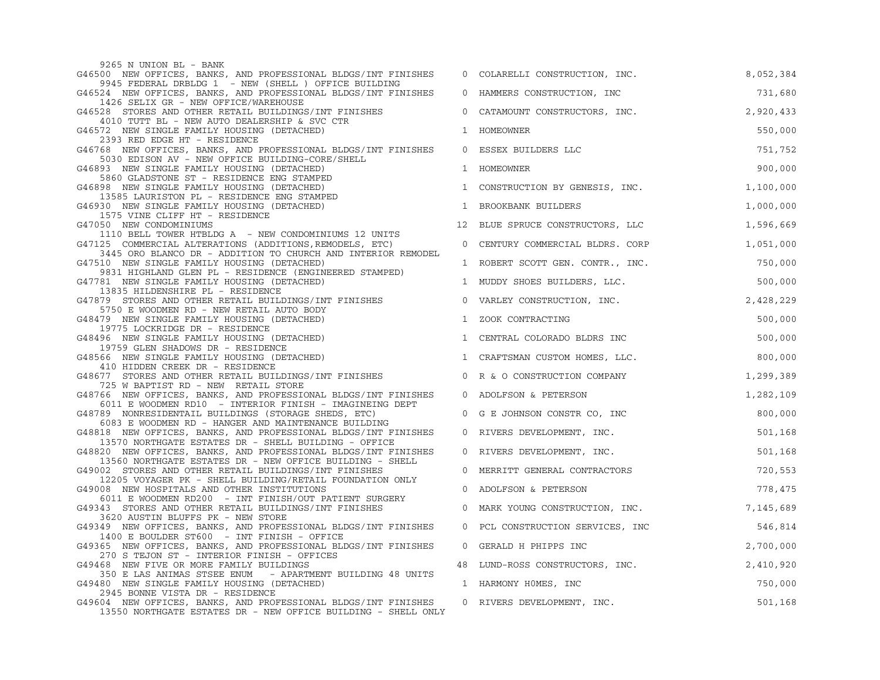9265 N UNION BL - BANK

| Permit | Description | Units | Contractor | Value |
|---|---|---|---|---|
| G46500 | NEW OFFICES, BANKS, AND PROFESSIONAL BLDGS/INT FINISHES<br>9945 FEDERAL DRBLDG 1 - NEW (SHELL ) OFFICE BUILDING | 0 | COLARELLI CONSTRUCTION, INC. | 8,052,384 |
| G46524 | NEW OFFICES, BANKS, AND PROFESSIONAL BLDGS/INT FINISHES<br>1426 SELIX GR - NEW OFFICE/WAREHOUSE | 0 | HAMMERS CONSTRUCTION, INC | 731,680 |
| G46528 | STORES AND OTHER RETAIL BUILDINGS/INT FINISHES<br>4010 TUTT BL - NEW AUTO DEALERSHIP & SVC CTR | 0 | CATAMOUNT CONSTRUCTORS, INC. | 2,920,433 |
| G46572 | NEW SINGLE FAMILY HOUSING (DETACHED)<br>2393 RED EDGE HT - RESIDENCE | 1 | HOMEOWNER | 550,000 |
| G46768 | NEW OFFICES, BANKS, AND PROFESSIONAL BLDGS/INT FINISHES<br>5030 EDISON AV - NEW OFFICE BUILDING-CORE/SHELL | 0 | ESSEX BUILDERS LLC | 751,752 |
| G46893 | NEW SINGLE FAMILY HOUSING (DETACHED)<br>5860 GLADSTONE ST - RESIDENCE ENG STAMPED | 1 | HOMEOWNER | 900,000 |
| G46898 | NEW SINGLE FAMILY HOUSING (DETACHED)<br>13585 LAURISTON PL - RESIDENCE ENG STAMPED | 1 | CONSTRUCTION BY GENESIS, INC. | 1,100,000 |
| G46930 | NEW SINGLE FAMILY HOUSING (DETACHED)<br>1575 VINE CLIFF HT - RESIDENCE | 1 | BROOKBANK BUILDERS | 1,000,000 |
| G47050 | NEW CONDOMINIUMS<br>1110 BELL TOWER HTBLDG A - NEW CONDOMINIUMS 12 UNITS | 12 | BLUE SPRUCE CONSTRUCTORS, LLC | 1,596,669 |
| G47125 | COMMERCIAL ALTERATIONS (ADDITIONS,REMODELS, ETC)<br>3445 ORO BLANCO DR - ADDITION TO CHURCH AND INTERIOR REMODEL | 0 | CENTURY COMMERCIAL BLDRS. CORP | 1,051,000 |
| G47510 | NEW SINGLE FAMILY HOUSING (DETACHED)<br>9831 HIGHLAND GLEN PL - RESIDENCE (ENGINEERED STAMPED) | 1 | ROBERT SCOTT GEN. CONTR., INC. | 750,000 |
| G47781 | NEW SINGLE FAMILY HOUSING (DETACHED)<br>13835 HILDENSHIRE PL - RESIDENCE | 1 | MUDDY SHOES BUILDERS, LLC. | 500,000 |
| G47879 | STORES AND OTHER RETAIL BUILDINGS/INT FINISHES<br>5750 E WOODMEN RD - NEW RETAIL AUTO BODY | 0 | VARLEY CONSTRUCTION, INC. | 2,428,229 |
| G48479 | NEW SINGLE FAMILY HOUSING (DETACHED)<br>19775 LOCKRIDGE DR - RESIDENCE | 1 | ZOOK CONTRACTING | 500,000 |
| G48496 | NEW SINGLE FAMILY HOUSING (DETACHED)<br>19759 GLEN SHADOWS DR - RESIDENCE | 1 | CENTRAL COLORADO BLDRS INC | 500,000 |
| G48566 | NEW SINGLE FAMILY HOUSING (DETACHED)<br>410 HIDDEN CREEK DR - RESIDENCE | 1 | CRAFTSMAN CUSTOM HOMES, LLC. | 800,000 |
| G48677 | STORES AND OTHER RETAIL BUILDINGS/INT FINISHES<br>725 W BAPTIST RD - NEW RETAIL STORE | 0 | R & O CONSTRUCTION COMPANY | 1,299,389 |
| G48766 | NEW OFFICES, BANKS, AND PROFESSIONAL BLDGS/INT FINISHES<br>6011 E WOODMEN RD10 - INTERIOR FINISH - IMAGINEING DEPT | 0 | ADOLFSON & PETERSON | 1,282,109 |
| G48789 | NONRESIDENTAIL BUILDINGS (STORAGE SHEDS, ETC)<br>6083 E WOODMEN RD - HANGER AND MAINTENANCE BUILDING | 0 | G E JOHNSON CONSTR CO, INC | 800,000 |
| G48818 | NEW OFFICES, BANKS, AND PROFESSIONAL BLDGS/INT FINISHES<br>13570 NORTHGATE ESTATES DR - SHELL BUILDING - OFFICE | 0 | RIVERS DEVELOPMENT, INC. | 501,168 |
| G48820 | NEW OFFICES, BANKS, AND PROFESSIONAL BLDGS/INT FINISHES<br>13560 NORTHGATE ESTATES DR - NEW OFFICE BUILDING - SHELL | 0 | RIVERS DEVELOPMENT, INC. | 501,168 |
| G49002 | STORES AND OTHER RETAIL BUILDINGS/INT FINISHES<br>12205 VOYAGER PK - SHELL BUILDING/RETAIL FOUNDATION ONLY | 0 | MERRITT GENERAL CONTRACTORS | 720,553 |
| G49008 | NEW HOSPITALS AND OTHER INSTITUTIONS<br>6011 E WOODMEN RD200 - INT FINISH/OUT PATIENT SURGERY | 0 | ADOLFSON & PETERSON | 778,475 |
| G49343 | STORES AND OTHER RETAIL BUILDINGS/INT FINISHES<br>3620 AUSTIN BLUFFS PK - NEW STORE | 0 | MARK YOUNG CONSTRUCTION, INC. | 7,145,689 |
| G49349 | NEW OFFICES, BANKS, AND PROFESSIONAL BLDGS/INT FINISHES<br>1400 E BOULDER ST600 - INT FINISH - OFFICE | 0 | PCL CONSTRUCTION SERVICES, INC | 546,814 |
| G49365 | NEW OFFICES, BANKS, AND PROFESSIONAL BLDGS/INT FINISHES<br>270 S TEJON ST - INTERIOR FINISH - OFFICES | 0 | GERALD H PHIPPS INC | 2,700,000 |
| G49468 | NEW FIVE OR MORE FAMILY BUILDINGS<br>350 E LAS ANIMAS STSEE ENUM - APARTMENT BUILDING 48 UNITS | 48 | LUND-ROSS CONSTRUCTORS, INC. | 2,410,920 |
| G49480 | NEW SINGLE FAMILY HOUSING (DETACHED)<br>2945 BONNE VISTA DR - RESIDENCE | 1 | HARMONY H0MES, INC | 750,000 |
| G49604 | NEW OFFICES, BANKS, AND PROFESSIONAL BLDGS/INT FINISHES<br>13550 NORTHGATE ESTATES DR - NEW OFFICE BUILDING - SHELL ONLY | 0 | RIVERS DEVELOPMENT, INC. | 501,168 |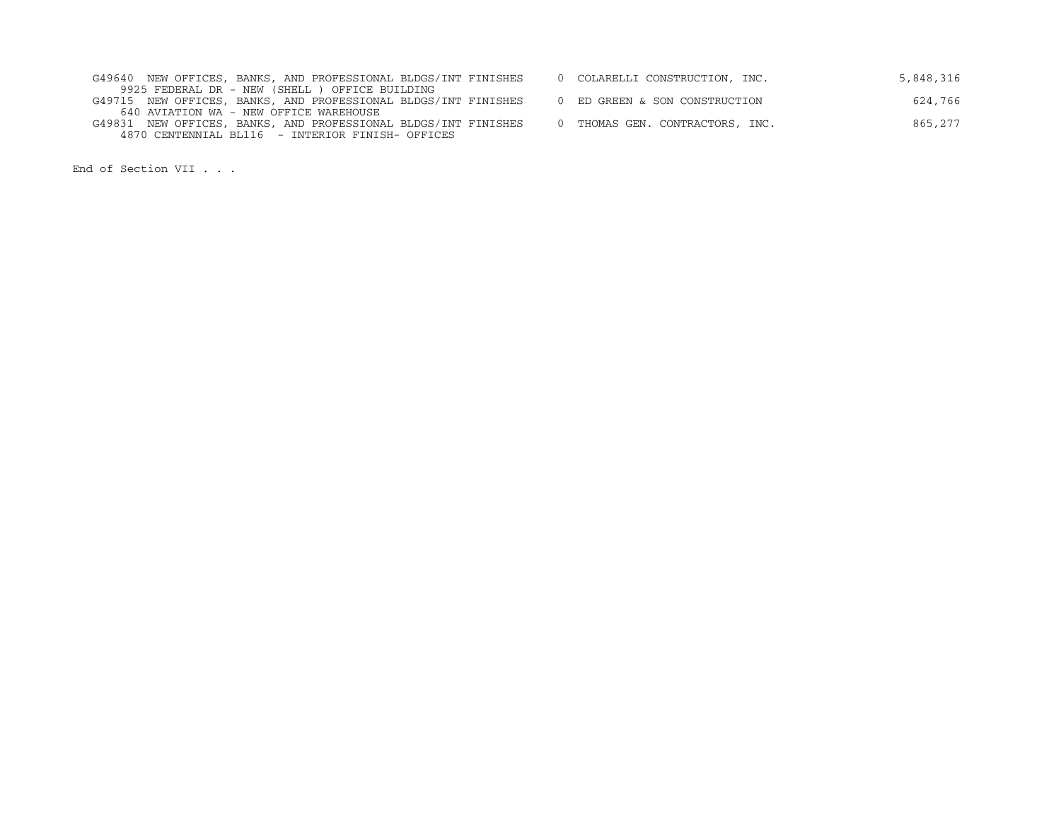| | | | | |
|---|---|---|---|---|
| G49640 | NEW OFFICES, BANKS, AND PROFESSIONAL BLDGS/INT FINISHES<br>9925 FEDERAL DR - NEW (SHELL ) OFFICE BUILDING | 0 | COLARELLI CONSTRUCTION, INC. | 5,848,316 |
| G49715 | NEW OFFICES, BANKS, AND PROFESSIONAL BLDGS/INT FINISHES<br>640 AVIATION WA - NEW OFFICE WAREHOUSE | 0 | ED GREEN & SON CONSTRUCTION | 624,766 |
| G49831 | NEW OFFICES, BANKS, AND PROFESSIONAL BLDGS/INT FINISHES<br>4870 CENTENNIAL BL116 - INTERIOR FINISH- OFFICES | 0 | THOMAS GEN. CONTRACTORS, INC. | 865,277 |

End of Section VII . . .